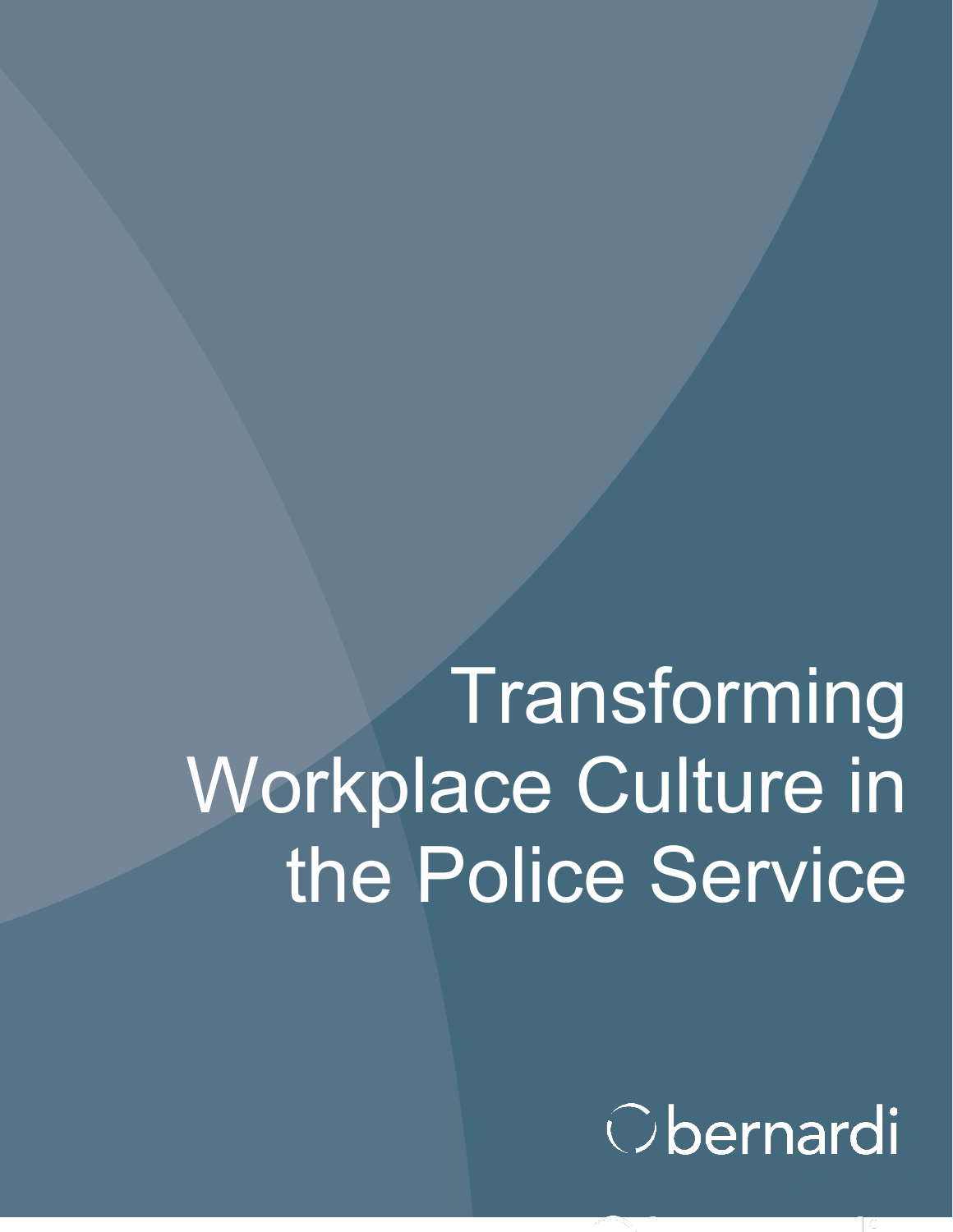# Transforming Workplace Culture in the Police Service

bernardi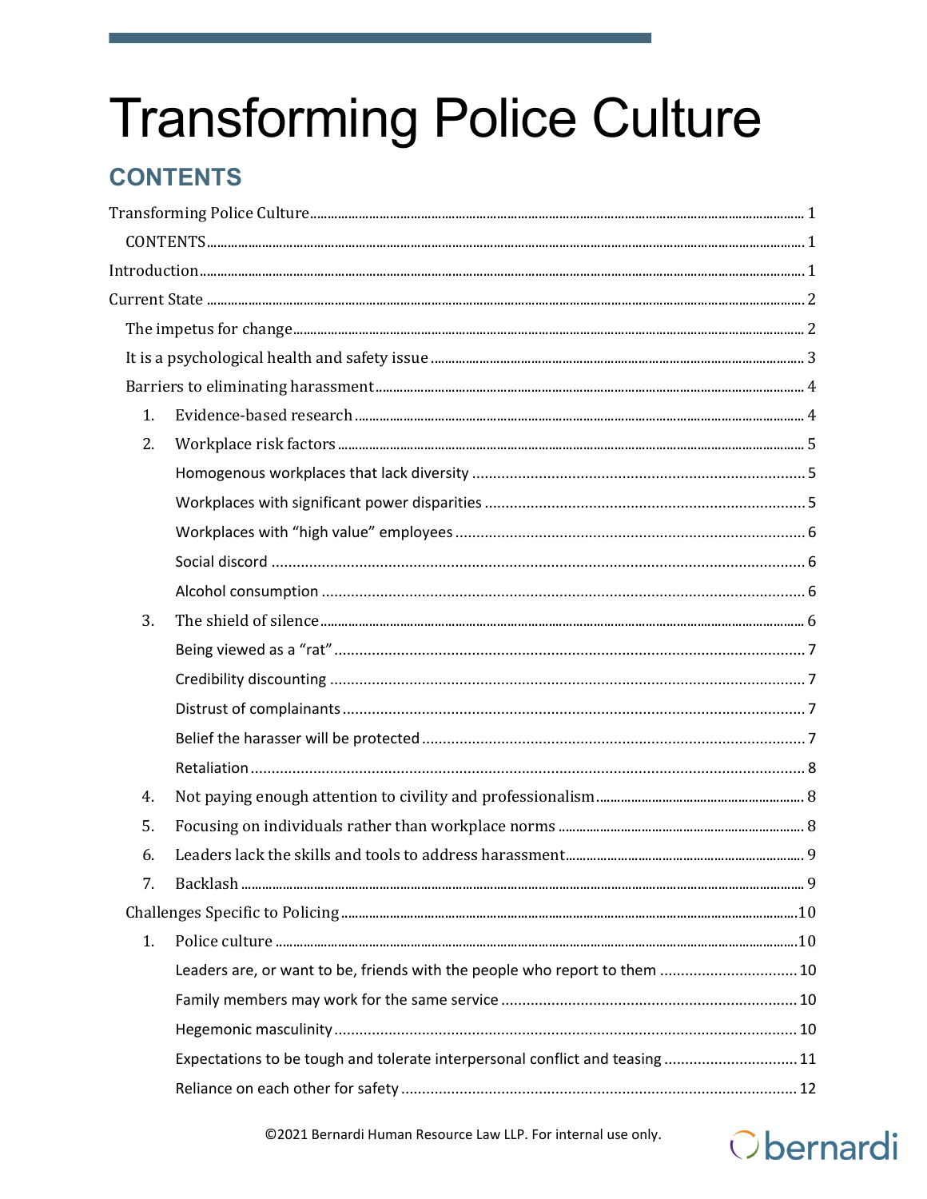# Transforming Police Culture

## CONTENTS

Transforming Police Culture ........ 1

CONTENTS ........ 1

Introduction ........ 1

Current State ........ 2

The impetus for change ........ 2

It is a psychological health and safety issue ........ 3

Barriers to eliminating harassment ........ 4

1. Evidence-based research ........ 4
2. Workplace risk factors ........ 5
   - Homogenous workplaces that lack diversity ........ 5
   - Workplaces with significant power disparities ........ 5
   - Workplaces with "high value" employees ........ 6
   - Social discord ........ 6
   - Alcohol consumption ........ 6
3. The shield of silence ........ 6
   - Being viewed as a "rat" ........ 7
   - Credibility discounting ........ 7
   - Distrust of complainants ........ 7
   - Belief the harasser will be protected ........ 7
   - Retaliation ........ 8
4. Not paying enough attention to civility and professionalism ........ 8
5. Focusing on individuals rather than workplace norms ........ 8
6. Leaders lack the skills and tools to address harassment ........ 9
7. Backlash ........ 9

Challenges Specific to Policing ........ 10

1. Police culture ........ 10
   - Leaders are, or want to be, friends with the people who report to them ........ 10
   - Family members may work for the same service ........ 10
   - Hegemonic masculinity ........ 10
   - Expectations to be tough and tolerate interpersonal conflict and teasing ........ 11
   - Reliance on each other for safety ........ 12

©2021 Bernardi Human Resource Law LLP. For internal use only.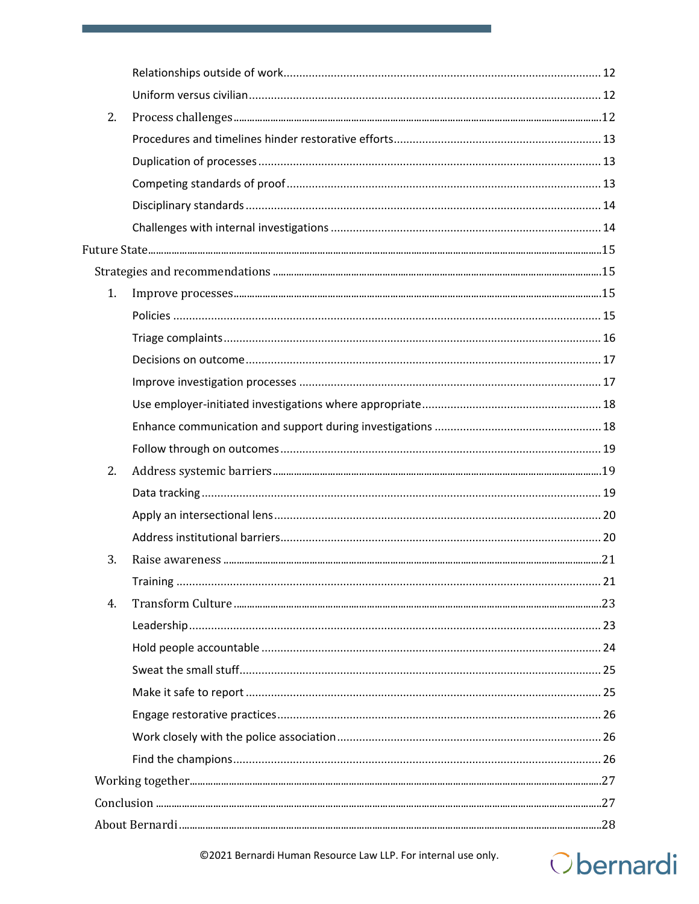Relationships outside of work ..... 12

Uniform versus civilian ..... 12

2. Process challenges ..... 12

Procedures and timelines hinder restorative efforts ..... 13

Duplication of processes ..... 13

Competing standards of proof ..... 13

Disciplinary standards ..... 14

Challenges with internal investigations ..... 14

Future State ..... 15

Strategies and recommendations ..... 15

1. Improve processes ..... 15

Policies ..... 15

Triage complaints ..... 16

Decisions on outcome ..... 17

Improve investigation processes ..... 17

Use employer-initiated investigations where appropriate ..... 18

Enhance communication and support during investigations ..... 18

Follow through on outcomes ..... 19

2. Address systemic barriers ..... 19

Data tracking ..... 19

Apply an intersectional lens ..... 20

Address institutional barriers ..... 20

3. Raise awareness ..... 21

Training ..... 21

4. Transform Culture ..... 23

Leadership ..... 23

Hold people accountable ..... 24

Sweat the small stuff ..... 25

Make it safe to report ..... 25

Engage restorative practices ..... 26

Work closely with the police association ..... 26

Find the champions ..... 26

Working together ..... 27

Conclusion ..... 27

About Bernardi ..... 28

©2021 Bernardi Human Resource Law LLP. For internal use only.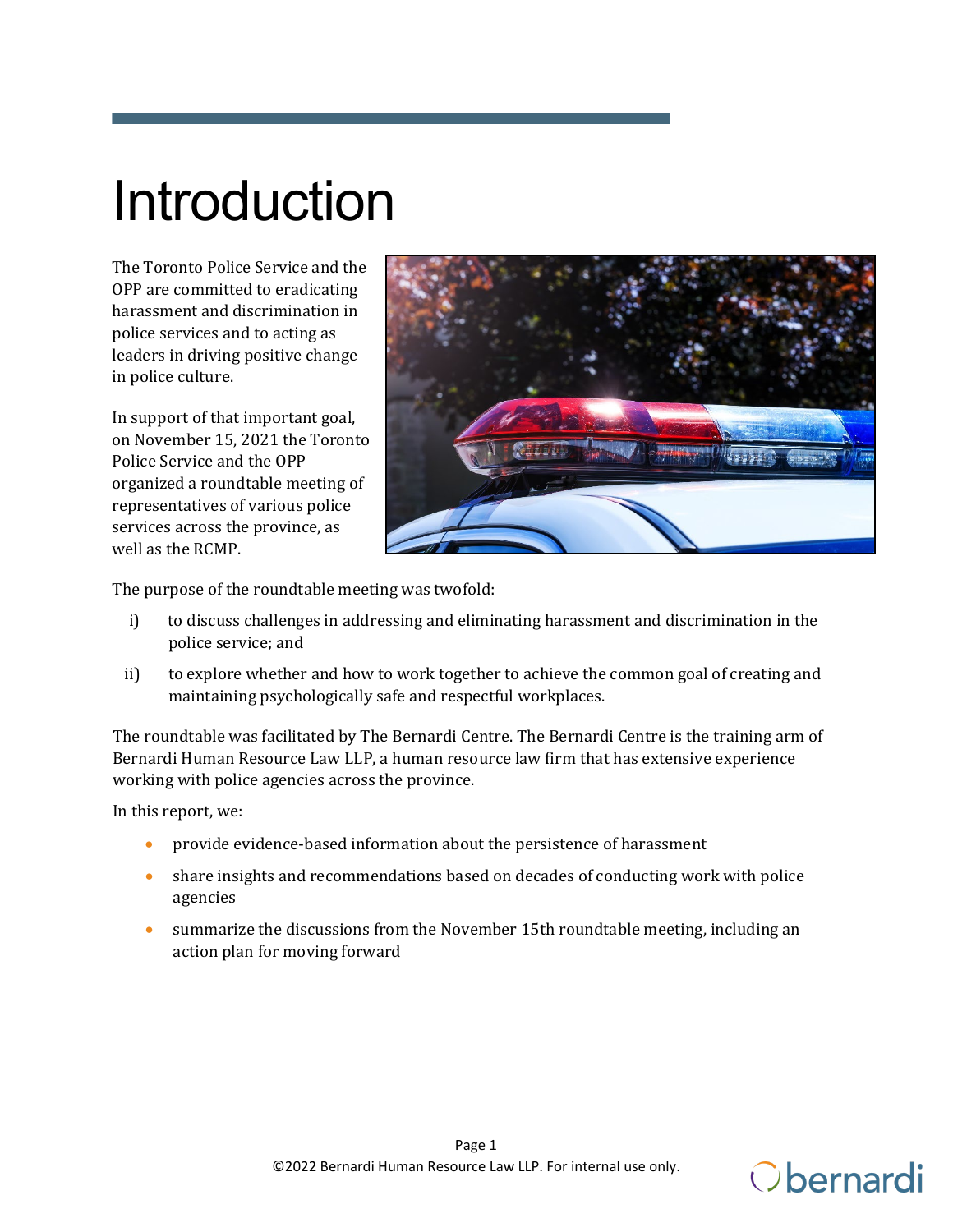# Introduction

The Toronto Police Service and the OPP are committed to eradicating harassment and discrimination in police services and to acting as leaders in driving positive change in police culture.

In support of that important goal, on November 15, 2021 the Toronto Police Service and the OPP organized a roundtable meeting of representatives of various police services across the province, as well as the RCMP.

The purpose of the roundtable meeting was twofold:

i) to discuss challenges in addressing and eliminating harassment and discrimination in the police service; and

ii) to explore whether and how to work together to achieve the common goal of creating and maintaining psychologically safe and respectful workplaces.

The roundtable was facilitated by The Bernardi Centre. The Bernardi Centre is the training arm of Bernardi Human Resource Law LLP, a human resource law firm that has extensive experience working with police agencies across the province.

In this report, we:

- provide evidence-based information about the persistence of harassment
- share insights and recommendations based on decades of conducting work with police agencies
- summarize the discussions from the November 15th roundtable meeting, including an action plan for moving forward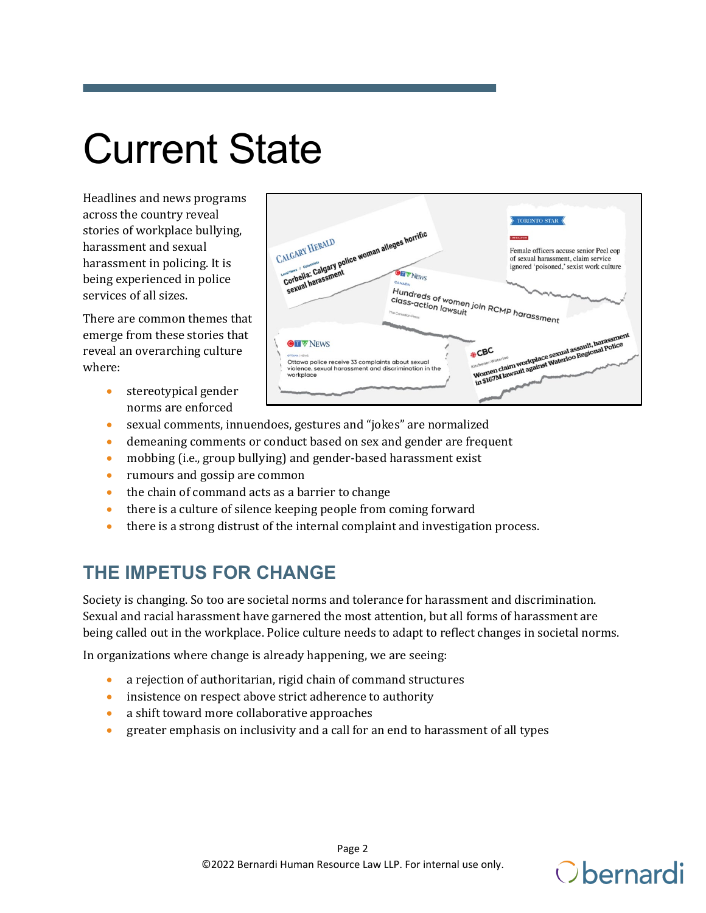# Current State

Headlines and news programs across the country reveal stories of workplace bullying, harassment and sexual harassment in policing. It is being experienced in police services of all sizes.

There are common themes that emerge from these stories that reveal an overarching culture where:

- stereotypical gender norms are enforced
- sexual comments, innuendoes, gestures and "jokes" are normalized
- demeaning comments or conduct based on sex and gender are frequent
- mobbing (i.e., group bullying) and gender-based harassment exist
- rumours and gossip are common
- the chain of command acts as a barrier to change
- there is a culture of silence keeping people from coming forward
- there is a strong distrust of the internal complaint and investigation process.

## THE IMPETUS FOR CHANGE

Society is changing. So too are societal norms and tolerance for harassment and discrimination. Sexual and racial harassment have garnered the most attention, but all forms of harassment are being called out in the workplace. Police culture needs to adapt to reflect changes in societal norms.

In organizations where change is already happening, we are seeing:

- a rejection of authoritarian, rigid chain of command structures
- insistence on respect above strict adherence to authority
- a shift toward more collaborative approaches
- greater emphasis on inclusivity and a call for an end to harassment of all types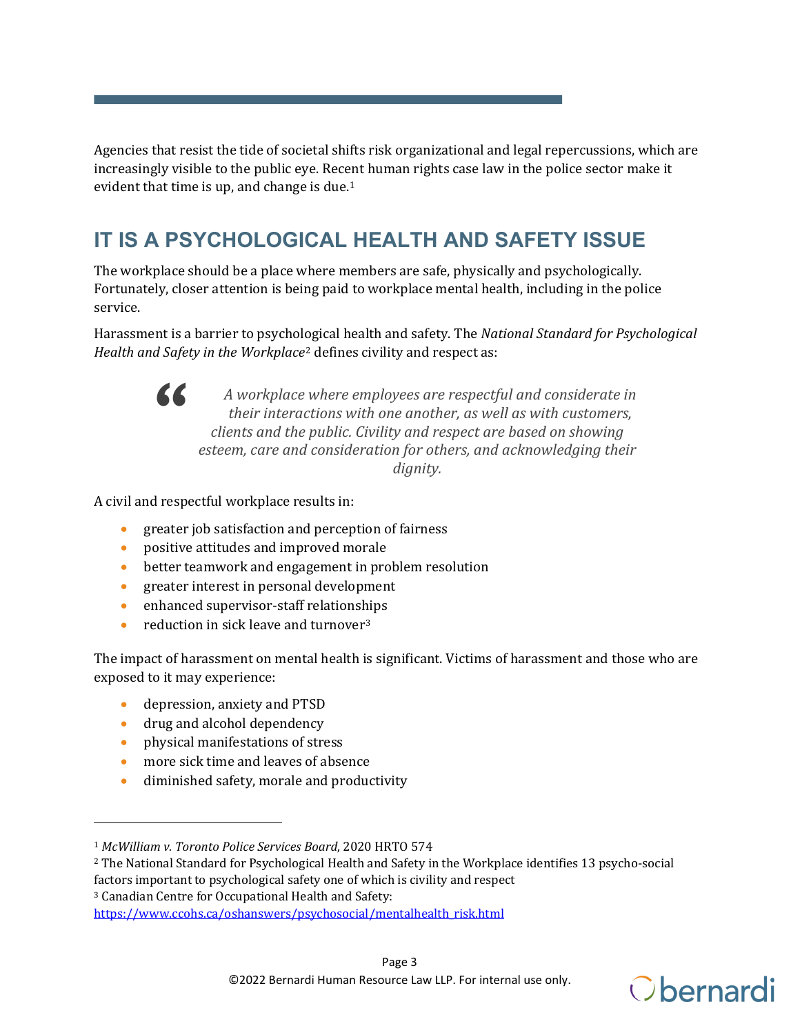Agencies that resist the tide of societal shifts risk organizational and legal repercussions, which are increasingly visible to the public eye. Recent human rights case law in the police sector make it evident that time is up, and change is due.[1]

## IT IS A PSYCHOLOGICAL HEALTH AND SAFETY ISSUE

The workplace should be a place where members are safe, physically and psychologically. Fortunately, closer attention is being paid to workplace mental health, including in the police service.

Harassment is a barrier to psychological health and safety. The *National Standard for Psychological Health and Safety in the Workplace*[2] defines civility and respect as:

> *A workplace where employees are respectful and considerate in their interactions with one another, as well as with customers, clients and the public. Civility and respect are based on showing esteem, care and consideration for others, and acknowledging their dignity.*

A civil and respectful workplace results in:

- greater job satisfaction and perception of fairness
- positive attitudes and improved morale
- better teamwork and engagement in problem resolution
- greater interest in personal development
- enhanced supervisor-staff relationships
- reduction in sick leave and turnover[3]

The impact of harassment on mental health is significant. Victims of harassment and those who are exposed to it may experience:

- depression, anxiety and PTSD
- drug and alcohol dependency
- physical manifestations of stress
- more sick time and leaves of absence
- diminished safety, morale and productivity

---

[1] *McWilliam v. Toronto Police Services Board*, 2020 HRTO 574

[2] The National Standard for Psychological Health and Safety in the Workplace identifies 13 psycho-social factors important to psychological safety one of which is civility and respect

[3] Canadian Centre for Occupational Health and Safety: https://www.ccohs.ca/oshanswers/psychosocial/mentalhealth_risk.html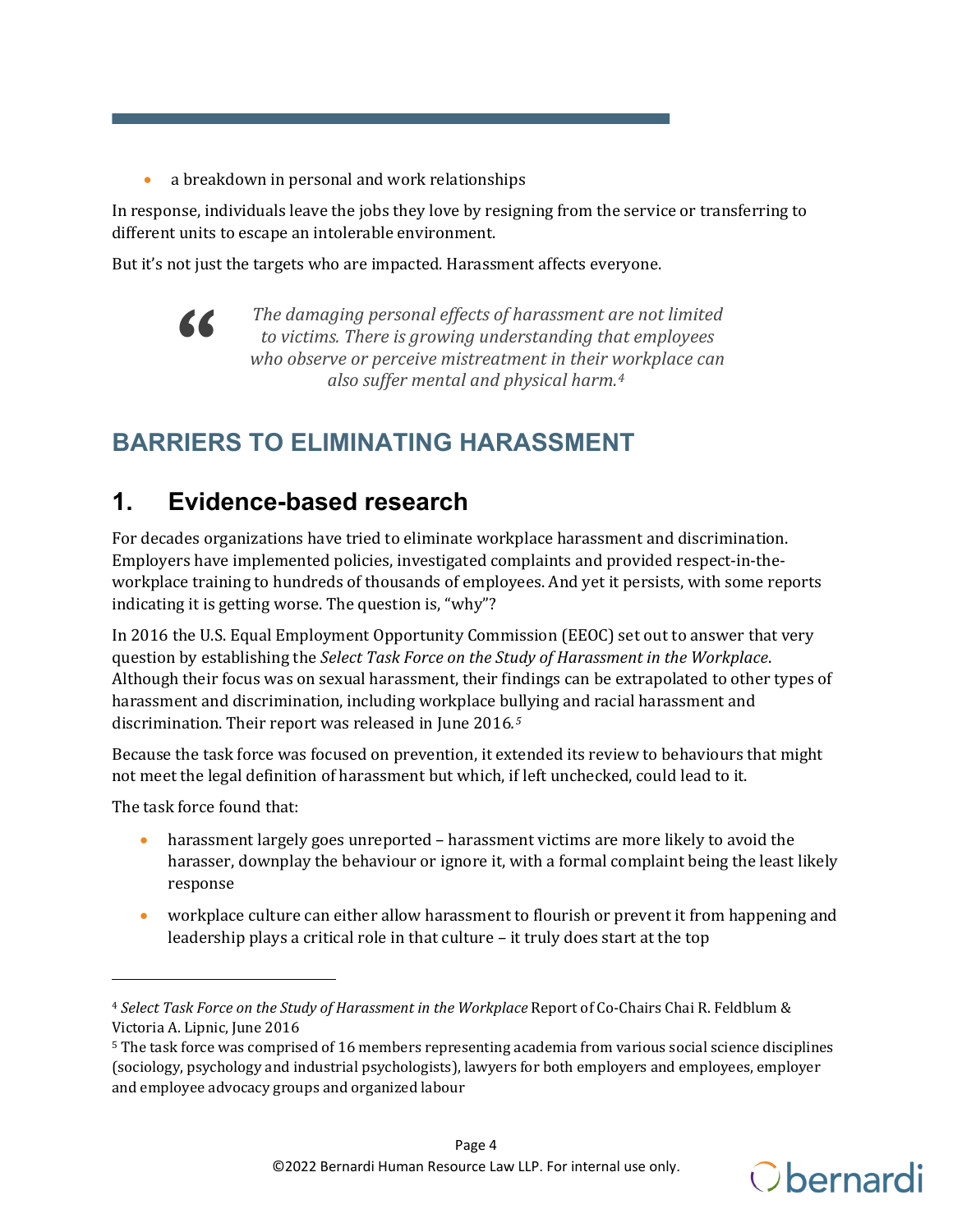- a breakdown in personal and work relationships

In response, individuals leave the jobs they love by resigning from the service or transferring to different units to escape an intolerable environment.

But it's not just the targets who are impacted. Harassment affects everyone.

> *The damaging personal effects of harassment are not limited to victims. There is growing understanding that employees who observe or perceive mistreatment in their workplace can also suffer mental and physical harm.*[4]

## BARRIERS TO ELIMINATING HARASSMENT

### 1. Evidence-based research

For decades organizations have tried to eliminate workplace harassment and discrimination. Employers have implemented policies, investigated complaints and provided respect-in-the-workplace training to hundreds of thousands of employees. And yet it persists, with some reports indicating it is getting worse. The question is, "why"?

In 2016 the U.S. Equal Employment Opportunity Commission (EEOC) set out to answer that very question by establishing the *Select Task Force on the Study of Harassment in the Workplace*. Although their focus was on sexual harassment, their findings can be extrapolated to other types of harassment and discrimination, including workplace bullying and racial harassment and discrimination. Their report was released in June 2016.[5]

Because the task force was focused on prevention, it extended its review to behaviours that might not meet the legal definition of harassment but which, if left unchecked, could lead to it.

The task force found that:

- harassment largely goes unreported – harassment victims are more likely to avoid the harasser, downplay the behaviour or ignore it, with a formal complaint being the least likely response
- workplace culture can either allow harassment to flourish or prevent it from happening and leadership plays a critical role in that culture – it truly does start at the top

---

[4] *Select Task Force on the Study of Harassment in the Workplace* Report of Co-Chairs Chai R. Feldblum & Victoria A. Lipnic, June 2016

[5] The task force was comprised of 16 members representing academia from various social science disciplines (sociology, psychology and industrial psychologists), lawyers for both employers and employees, employer and employee advocacy groups and organized labour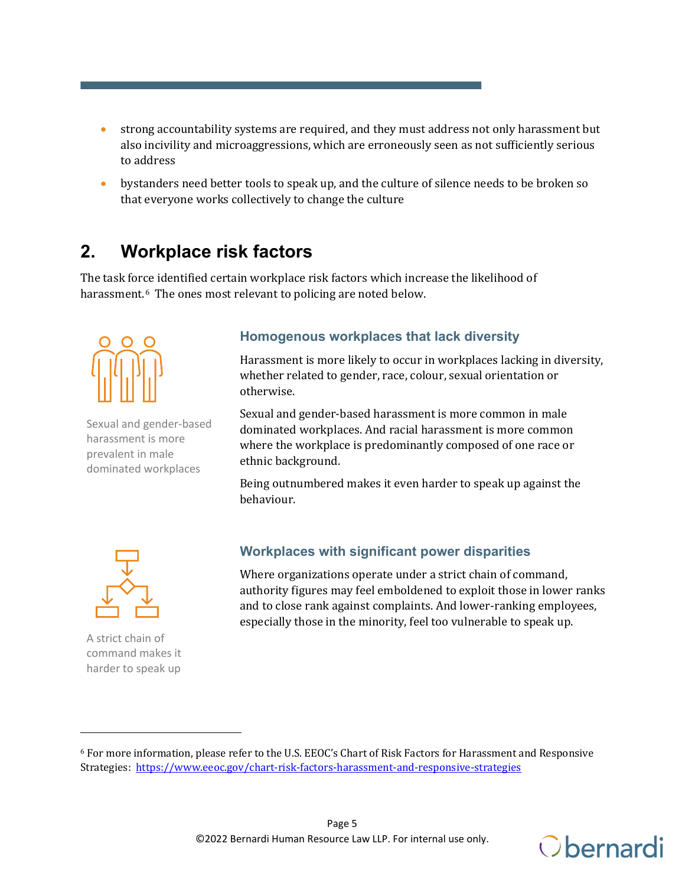- strong accountability systems are required, and they must address not only harassment but also incivility and microaggressions, which are erroneously seen as not sufficiently serious to address
- bystanders need better tools to speak up, and the culture of silence needs to be broken so that everyone works collectively to change the culture

## 2. Workplace risk factors

The task force identified certain workplace risk factors which increase the likelihood of harassment.[6] The ones most relevant to policing are noted below.

### Homogenous workplaces that lack diversity

Sexual and gender-based harassment is more prevalent in male dominated workplaces

Harassment is more likely to occur in workplaces lacking in diversity, whether related to gender, race, colour, sexual orientation or otherwise.

Sexual and gender-based harassment is more common in male dominated workplaces. And racial harassment is more common where the workplace is predominantly composed of one race or ethnic background.

Being outnumbered makes it even harder to speak up against the behaviour.

### Workplaces with significant power disparities

A strict chain of command makes it harder to speak up

Where organizations operate under a strict chain of command, authority figures may feel emboldened to exploit those in lower ranks and to close rank against complaints. And lower-ranking employees, especially those in the minority, feel too vulnerable to speak up.

---

[6] For more information, please refer to the U.S. EEOC's Chart of Risk Factors for Harassment and Responsive Strategies: https://www.eeoc.gov/chart-risk-factors-harassment-and-responsive-strategies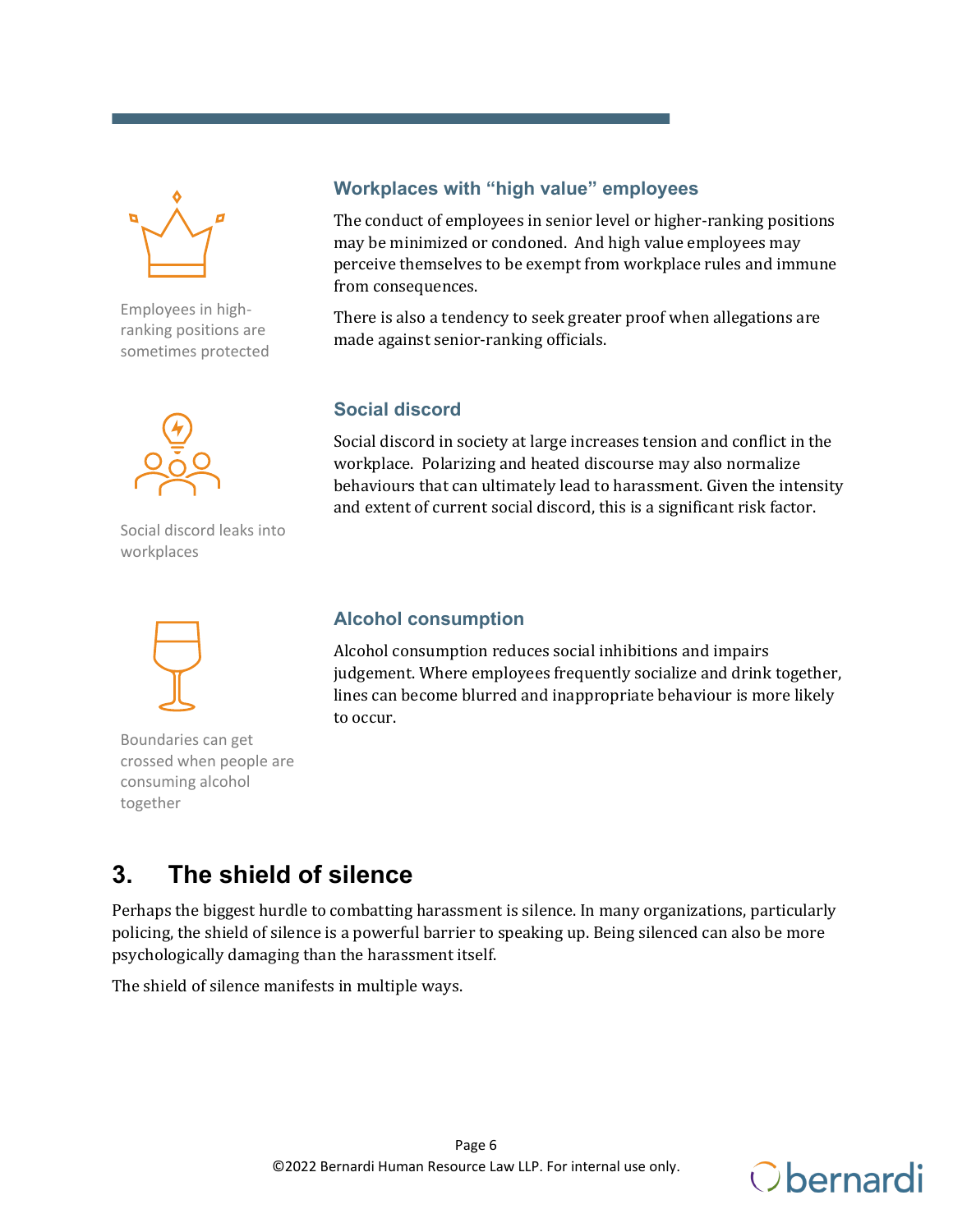Employees in high-ranking positions are sometimes protected

### Workplaces with “high value” employees

The conduct of employees in senior level or higher-ranking positions may be minimized or condoned. And high value employees may perceive themselves to be exempt from workplace rules and immune from consequences.

There is also a tendency to seek greater proof when allegations are made against senior-ranking officials.

Social discord leaks into workplaces

### Social discord

Social discord in society at large increases tension and conflict in the workplace. Polarizing and heated discourse may also normalize behaviours that can ultimately lead to harassment. Given the intensity and extent of current social discord, this is a significant risk factor.

Boundaries can get crossed when people are consuming alcohol together

### Alcohol consumption

Alcohol consumption reduces social inhibitions and impairs judgement. Where employees frequently socialize and drink together, lines can become blurred and inappropriate behaviour is more likely to occur.

## 3. The shield of silence

Perhaps the biggest hurdle to combatting harassment is silence. In many organizations, particularly policing, the shield of silence is a powerful barrier to speaking up. Being silenced can also be more psychologically damaging than the harassment itself.

The shield of silence manifests in multiple ways.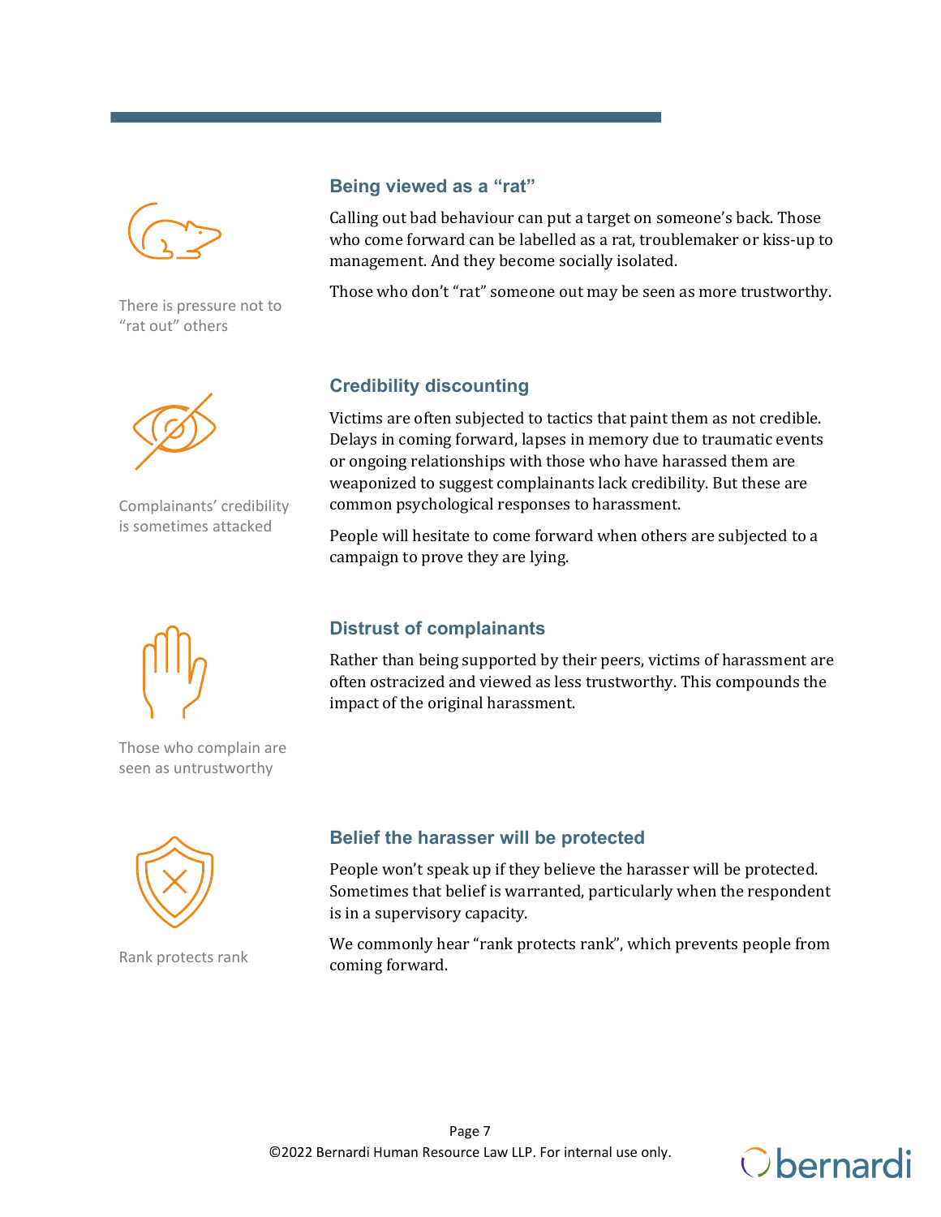## Being viewed as a "rat"

There is pressure not to "rat out" others

Calling out bad behaviour can put a target on someone's back. Those who come forward can be labelled as a rat, troublemaker or kiss-up to management. And they become socially isolated.

Those who don't "rat" someone out may be seen as more trustworthy.

## Credibility discounting

Complainants' credibility is sometimes attacked

Victims are often subjected to tactics that paint them as not credible. Delays in coming forward, lapses in memory due to traumatic events or ongoing relationships with those who have harassed them are weaponized to suggest complainants lack credibility. But these are common psychological responses to harassment.

People will hesitate to come forward when others are subjected to a campaign to prove they are lying.

## Distrust of complainants

Those who complain are seen as untrustworthy

Rather than being supported by their peers, victims of harassment are often ostracized and viewed as less trustworthy. This compounds the impact of the original harassment.

## Belief the harasser will be protected

Rank protects rank

People won't speak up if they believe the harasser will be protected. Sometimes that belief is warranted, particularly when the respondent is in a supervisory capacity.

We commonly hear "rank protects rank", which prevents people from coming forward.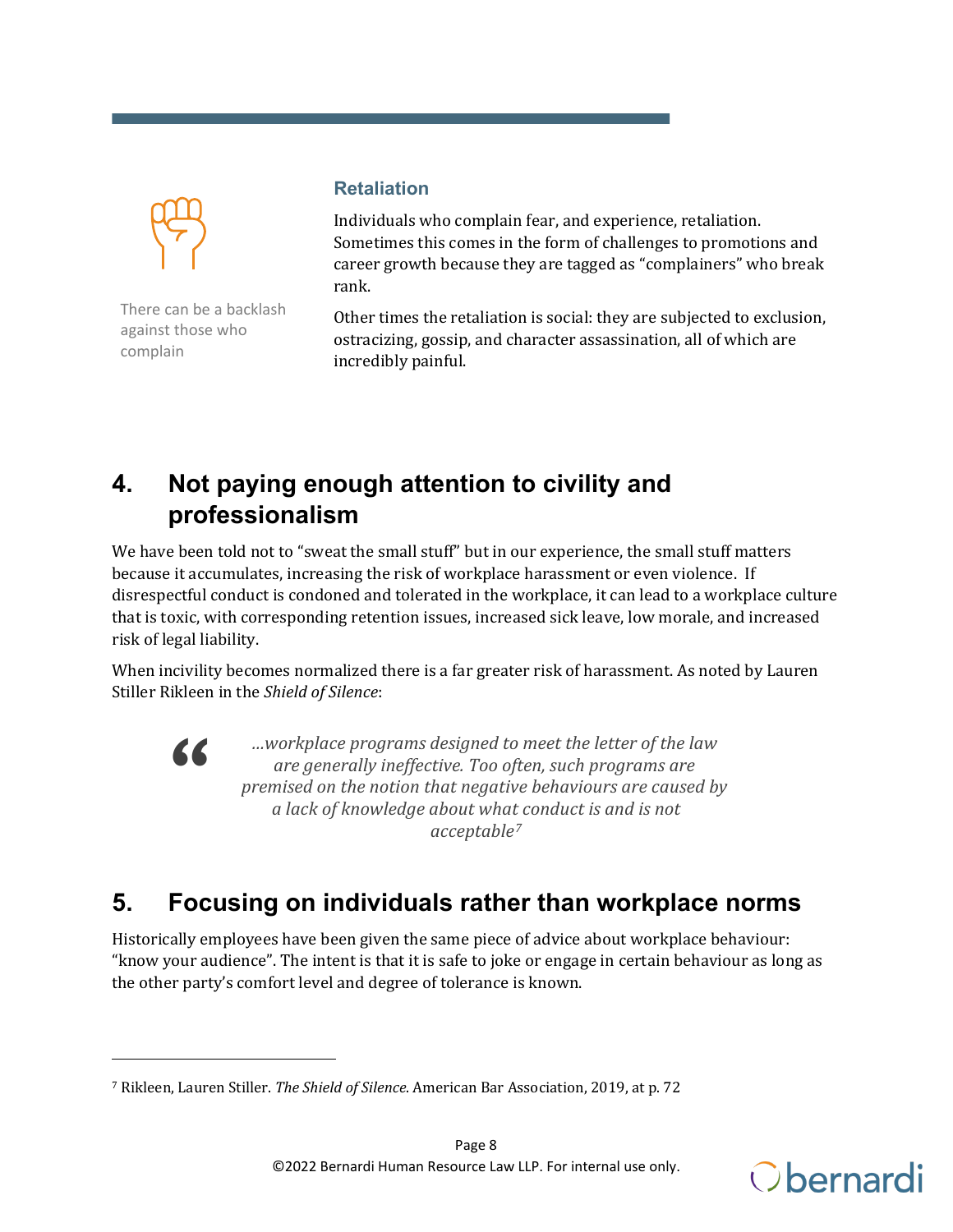### Retaliation

There can be a backlash against those who complain

Individuals who complain fear, and experience, retaliation. Sometimes this comes in the form of challenges to promotions and career growth because they are tagged as "complainers" who break rank.

Other times the retaliation is social: they are subjected to exclusion, ostracizing, gossip, and character assassination, all of which are incredibly painful.

## 4. Not paying enough attention to civility and professionalism

We have been told not to "sweat the small stuff" but in our experience, the small stuff matters because it accumulates, increasing the risk of workplace harassment or even violence. If disrespectful conduct is condoned and tolerated in the workplace, it can lead to a workplace culture that is toxic, with corresponding retention issues, increased sick leave, low morale, and increased risk of legal liability.

When incivility becomes normalized there is a far greater risk of harassment. As noted by Lauren Stiller Rikleen in the *Shield of Silence*:

> *…workplace programs designed to meet the letter of the law are generally ineffective. Too often, such programs are premised on the notion that negative behaviours are caused by a lack of knowledge about what conduct is and is not acceptable*[7]

## 5. Focusing on individuals rather than workplace norms

Historically employees have been given the same piece of advice about workplace behaviour: "know your audience". The intent is that it is safe to joke or engage in certain behaviour as long as the other party's comfort level and degree of tolerance is known.

---

[7] Rikleen, Lauren Stiller. *The Shield of Silence*. American Bar Association, 2019, at p. 72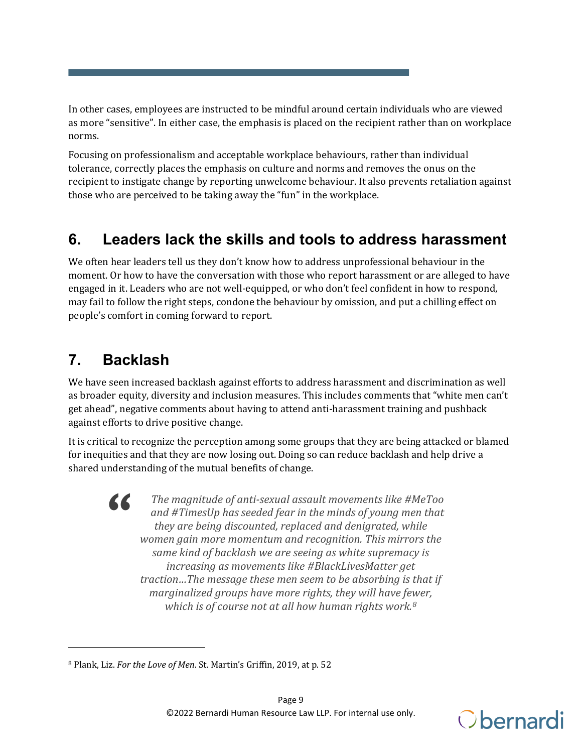In other cases, employees are instructed to be mindful around certain individuals who are viewed as more "sensitive". In either case, the emphasis is placed on the recipient rather than on workplace norms.

Focusing on professionalism and acceptable workplace behaviours, rather than individual tolerance, correctly places the emphasis on culture and norms and removes the onus on the recipient to instigate change by reporting unwelcome behaviour. It also prevents retaliation against those who are perceived to be taking away the "fun" in the workplace.

## 6. Leaders lack the skills and tools to address harassment

We often hear leaders tell us they don't know how to address unprofessional behaviour in the moment. Or how to have the conversation with those who report harassment or are alleged to have engaged in it. Leaders who are not well-equipped, or who don't feel confident in how to respond, may fail to follow the right steps, condone the behaviour by omission, and put a chilling effect on people's comfort in coming forward to report.

## 7. Backlash

We have seen increased backlash against efforts to address harassment and discrimination as well as broader equity, diversity and inclusion measures. This includes comments that "white men can't get ahead", negative comments about having to attend anti-harassment training and pushback against efforts to drive positive change.

It is critical to recognize the perception among some groups that they are being attacked or blamed for inequities and that they are now losing out. Doing so can reduce backlash and help drive a shared understanding of the mutual benefits of change.

> *The magnitude of anti-sexual assault movements like #MeToo and #TimesUp has seeded fear in the minds of young men that they are being discounted, replaced and denigrated, while women gain more momentum and recognition. This mirrors the same kind of backlash we are seeing as white supremacy is increasing as movements like #BlackLivesMatter get traction…The message these men seem to be absorbing is that if marginalized groups have more rights, they will have fewer, which is of course not at all how human rights work.*[8]

[8] Plank, Liz. *For the Love of Men*. St. Martin's Griffin, 2019, at p. 52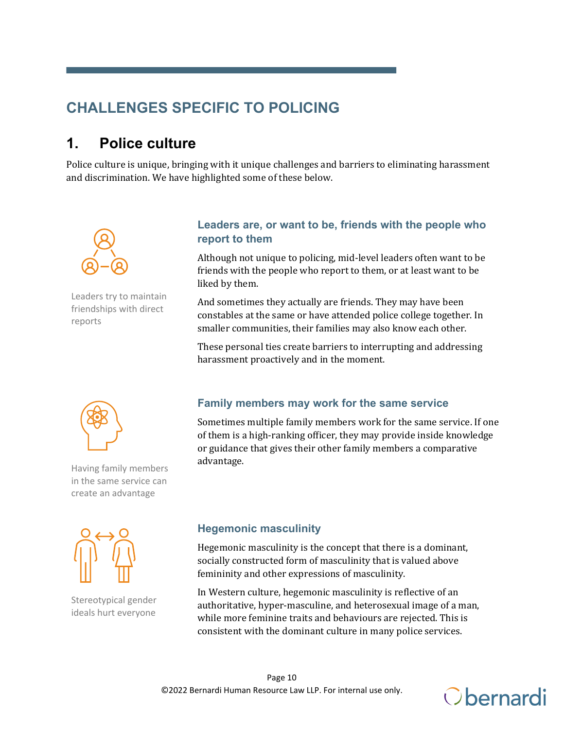## CHALLENGES SPECIFIC TO POLICING

### 1. Police culture

Police culture is unique, bringing with it unique challenges and barriers to eliminating harassment and discrimination. We have highlighted some of these below.

Leaders try to maintain friendships with direct reports

#### Leaders are, or want to be, friends with the people who report to them

Although not unique to policing, mid-level leaders often want to be friends with the people who report to them, or at least want to be liked by them.

And sometimes they actually are friends. They may have been constables at the same or have attended police college together. In smaller communities, their families may also know each other.

These personal ties create barriers to interrupting and addressing harassment proactively and in the moment.

Having family members in the same service can create an advantage

#### Family members may work for the same service

Sometimes multiple family members work for the same service. If one of them is a high-ranking officer, they may provide inside knowledge or guidance that gives their other family members a comparative advantage.

Stereotypical gender ideals hurt everyone

#### Hegemonic masculinity

Hegemonic masculinity is the concept that there is a dominant, socially constructed form of masculinity that is valued above femininity and other expressions of masculinity.

In Western culture, hegemonic masculinity is reflective of an authoritative, hyper-masculine, and heterosexual image of a man, while more feminine traits and behaviours are rejected. This is consistent with the dominant culture in many police services.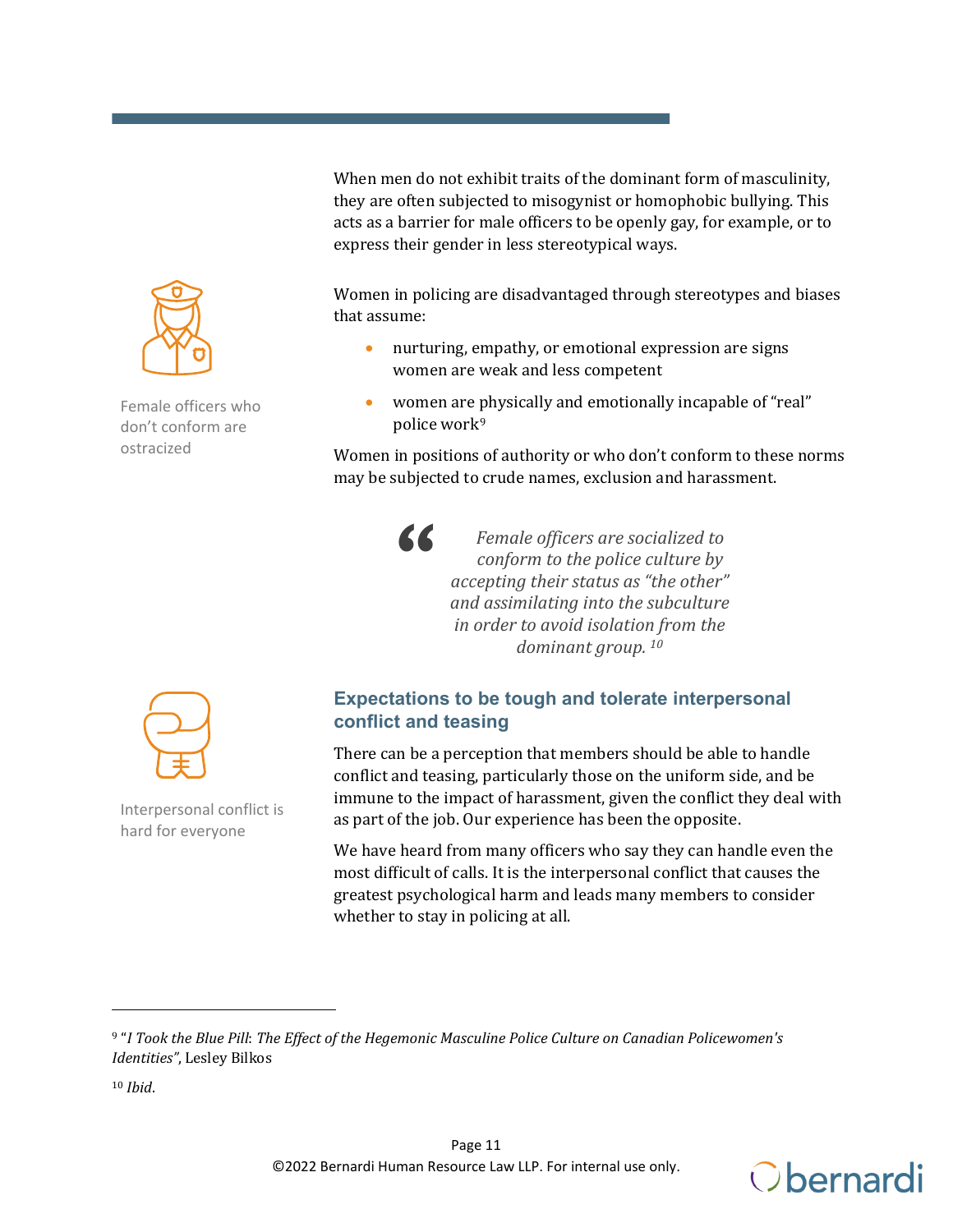When men do not exhibit traits of the dominant form of masculinity, they are often subjected to misogynist or homophobic bullying. This acts as a barrier for male officers to be openly gay, for example, or to express their gender in less stereotypical ways.

Female officers who don't conform are ostracized

Women in policing are disadvantaged through stereotypes and biases that assume:

- nurturing, empathy, or emotional expression are signs women are weak and less competent
- women are physically and emotionally incapable of "real" police work[9]

Women in positions of authority or who don't conform to these norms may be subjected to crude names, exclusion and harassment.

> *Female officers are socialized to conform to the police culture by accepting their status as "the other" and assimilating into the subculture in order to avoid isolation from the dominant group.* [10]

## Expectations to be tough and tolerate interpersonal conflict and teasing

Interpersonal conflict is hard for everyone

There can be a perception that members should be able to handle conflict and teasing, particularly those on the uniform side, and be immune to the impact of harassment, given the conflict they deal with as part of the job. Our experience has been the opposite.

We have heard from many officers who say they can handle even the most difficult of calls. It is the interpersonal conflict that causes the greatest psychological harm and leads many members to consider whether to stay in policing at all.

---

[9] "*I Took the Blue Pill: The Effect of the Hegemonic Masculine Police Culture on Canadian Policewomen's Identities"*, Lesley Bilkos

[10] *Ibid*.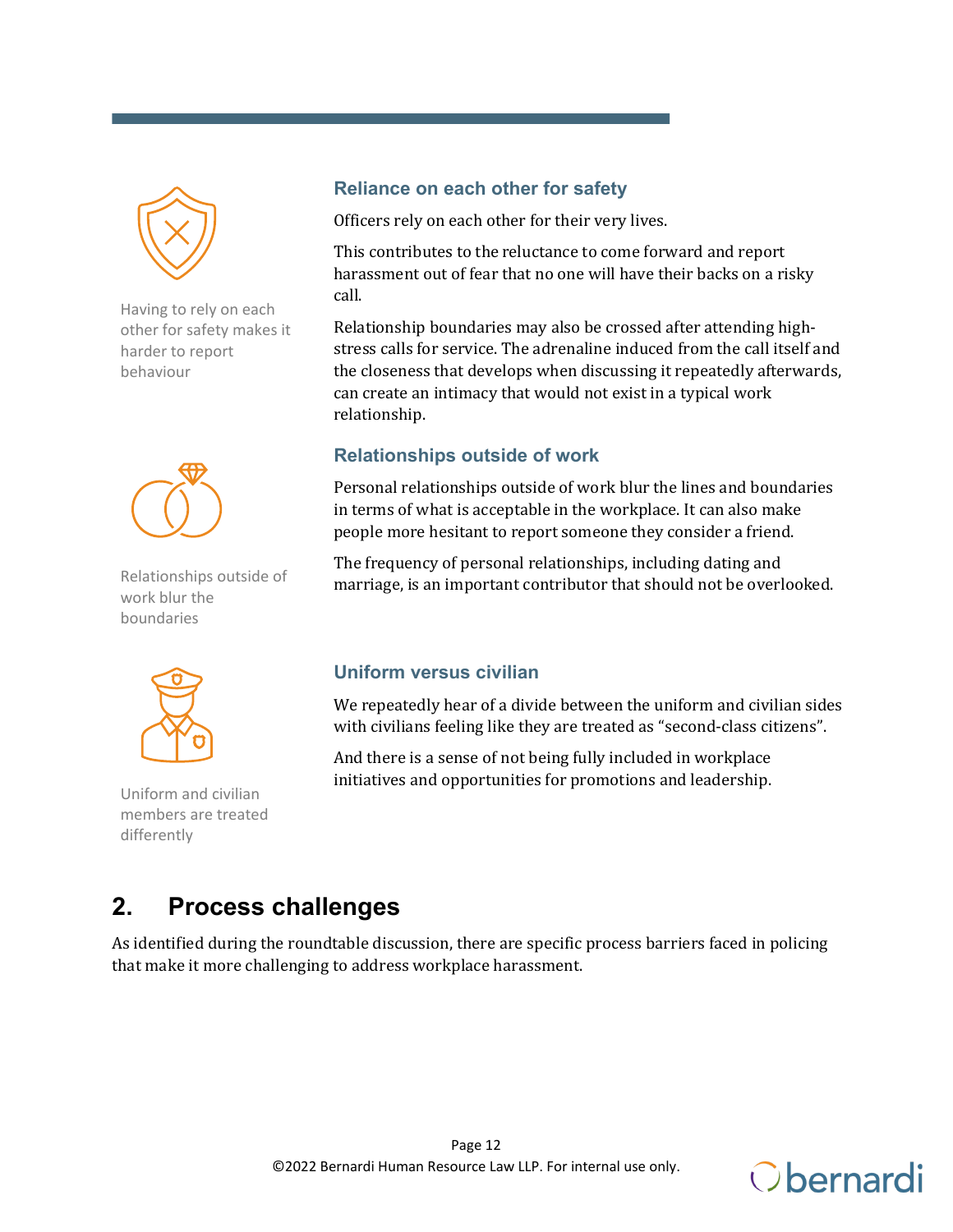Having to rely on each other for safety makes it harder to report behaviour

### Reliance on each other for safety

Officers rely on each other for their very lives.

This contributes to the reluctance to come forward and report harassment out of fear that no one will have their backs on a risky call.

Relationship boundaries may also be crossed after attending high-stress calls for service. The adrenaline induced from the call itself and the closeness that develops when discussing it repeatedly afterwards, can create an intimacy that would not exist in a typical work relationship.

Relationships outside of work blur the boundaries

### Relationships outside of work

Personal relationships outside of work blur the lines and boundaries in terms of what is acceptable in the workplace. It can also make people more hesitant to report someone they consider a friend.

The frequency of personal relationships, including dating and marriage, is an important contributor that should not be overlooked.

Uniform and civilian members are treated differently

### Uniform versus civilian

We repeatedly hear of a divide between the uniform and civilian sides with civilians feeling like they are treated as "second-class citizens".

And there is a sense of not being fully included in workplace initiatives and opportunities for promotions and leadership.

## 2. Process challenges

As identified during the roundtable discussion, there are specific process barriers faced in policing that make it more challenging to address workplace harassment.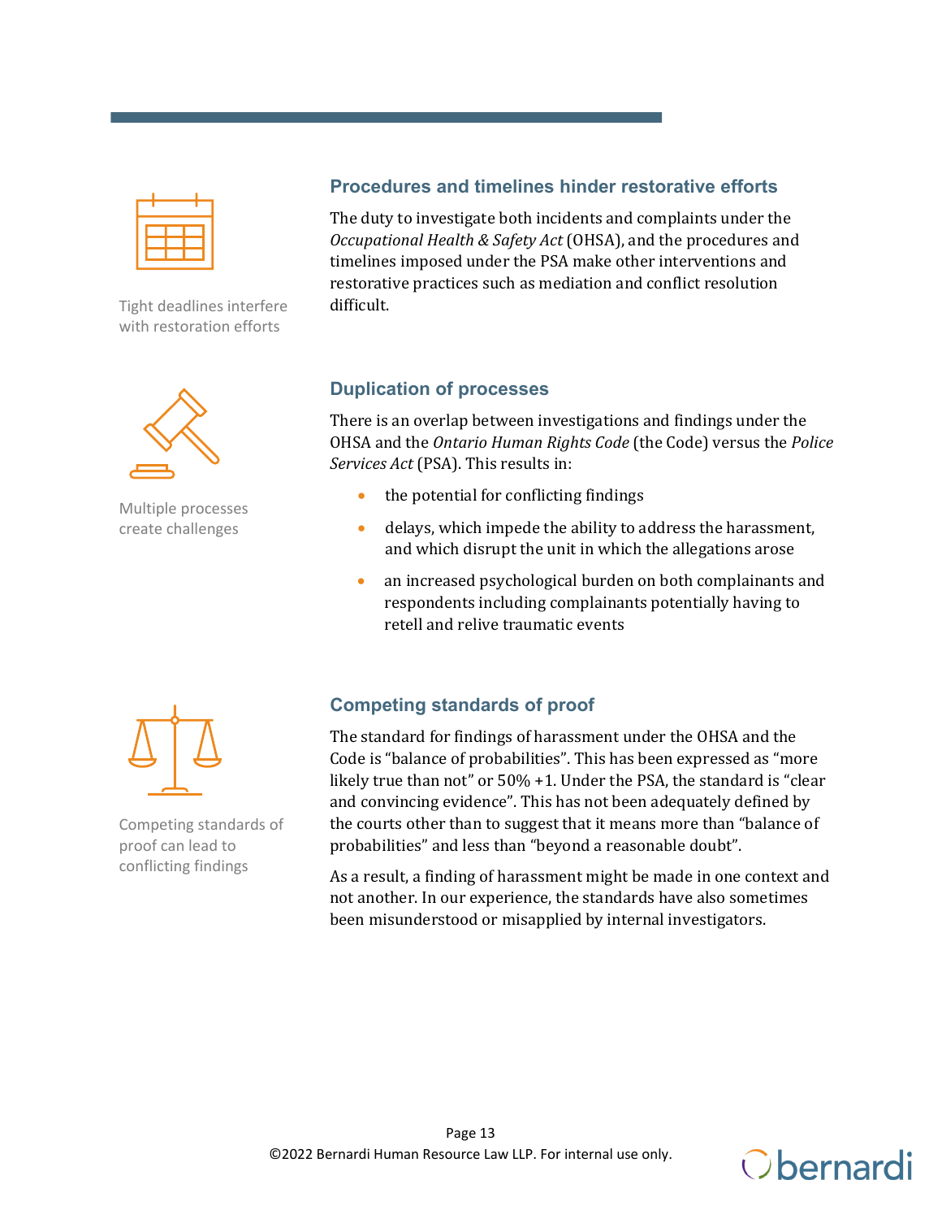## Procedures and timelines hinder restorative efforts

Tight deadlines interfere with restoration efforts

The duty to investigate both incidents and complaints under the *Occupational Health & Safety Act* (OHSA), and the procedures and timelines imposed under the PSA make other interventions and restorative practices such as mediation and conflict resolution difficult.

## Duplication of processes

Multiple processes create challenges

There is an overlap between investigations and findings under the OHSA and the *Ontario Human Rights Code* (the Code) versus the *Police Services Act* (PSA). This results in:

- the potential for conflicting findings
- delays, which impede the ability to address the harassment, and which disrupt the unit in which the allegations arose
- an increased psychological burden on both complainants and respondents including complainants potentially having to retell and relive traumatic events

## Competing standards of proof

Competing standards of proof can lead to conflicting findings

The standard for findings of harassment under the OHSA and the Code is "balance of probabilities". This has been expressed as "more likely true than not" or 50% +1. Under the PSA, the standard is "clear and convincing evidence". This has not been adequately defined by the courts other than to suggest that it means more than "balance of probabilities" and less than "beyond a reasonable doubt".

As a result, a finding of harassment might be made in one context and not another. In our experience, the standards have also sometimes been misunderstood or misapplied by internal investigators.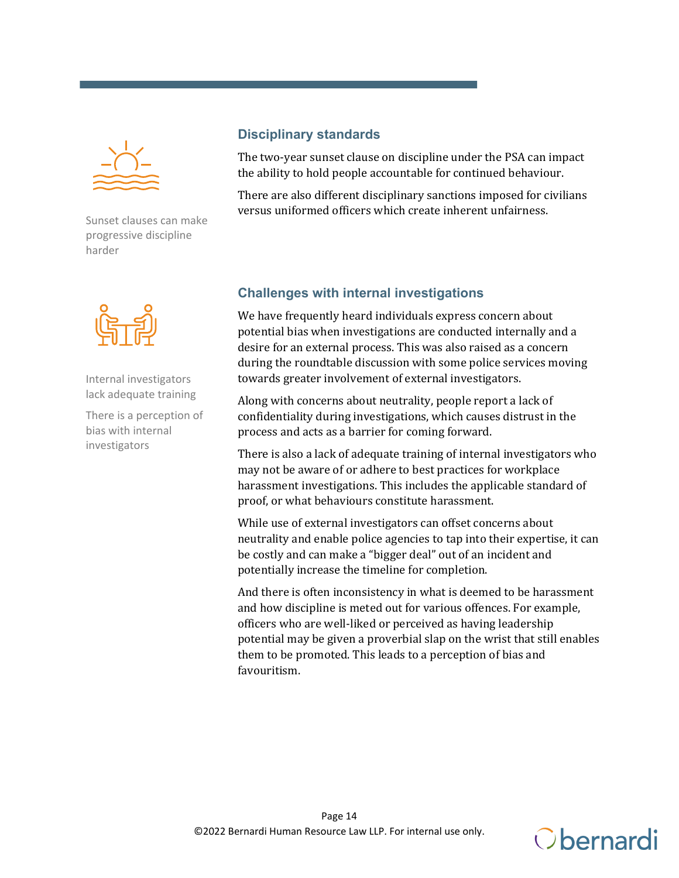## Disciplinary standards

Sunset clauses can make progressive discipline harder

The two-year sunset clause on discipline under the PSA can impact the ability to hold people accountable for continued behaviour.

There are also different disciplinary sanctions imposed for civilians versus uniformed officers which create inherent unfairness.

## Challenges with internal investigations

Internal investigators lack adequate training

There is a perception of bias with internal investigators

We have frequently heard individuals express concern about potential bias when investigations are conducted internally and a desire for an external process. This was also raised as a concern during the roundtable discussion with some police services moving towards greater involvement of external investigators.

Along with concerns about neutrality, people report a lack of confidentiality during investigations, which causes distrust in the process and acts as a barrier for coming forward.

There is also a lack of adequate training of internal investigators who may not be aware of or adhere to best practices for workplace harassment investigations. This includes the applicable standard of proof, or what behaviours constitute harassment.

While use of external investigators can offset concerns about neutrality and enable police agencies to tap into their expertise, it can be costly and can make a "bigger deal" out of an incident and potentially increase the timeline for completion.

And there is often inconsistency in what is deemed to be harassment and how discipline is meted out for various offences. For example, officers who are well-liked or perceived as having leadership potential may be given a proverbial slap on the wrist that still enables them to be promoted. This leads to a perception of bias and favouritism.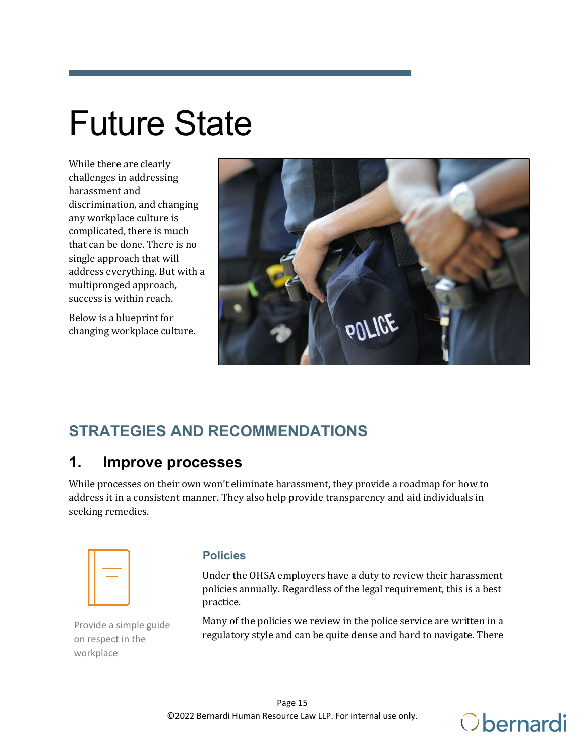# Future State

While there are clearly challenges in addressing harassment and discrimination, and changing any workplace culture is complicated, there is much that can be done. There is no single approach that will address everything. But with a multipronged approach, success is within reach.

Below is a blueprint for changing workplace culture.

## STRATEGIES AND RECOMMENDATIONS

### 1. Improve processes

While processes on their own won't eliminate harassment, they provide a roadmap for how to address it in a consistent manner. They also help provide transparency and aid individuals in seeking remedies.

Provide a simple guide on respect in the workplace

#### Policies

Under the OHSA employers have a duty to review their harassment policies annually. Regardless of the legal requirement, this is a best practice.

Many of the policies we review in the police service are written in a regulatory style and can be quite dense and hard to navigate. There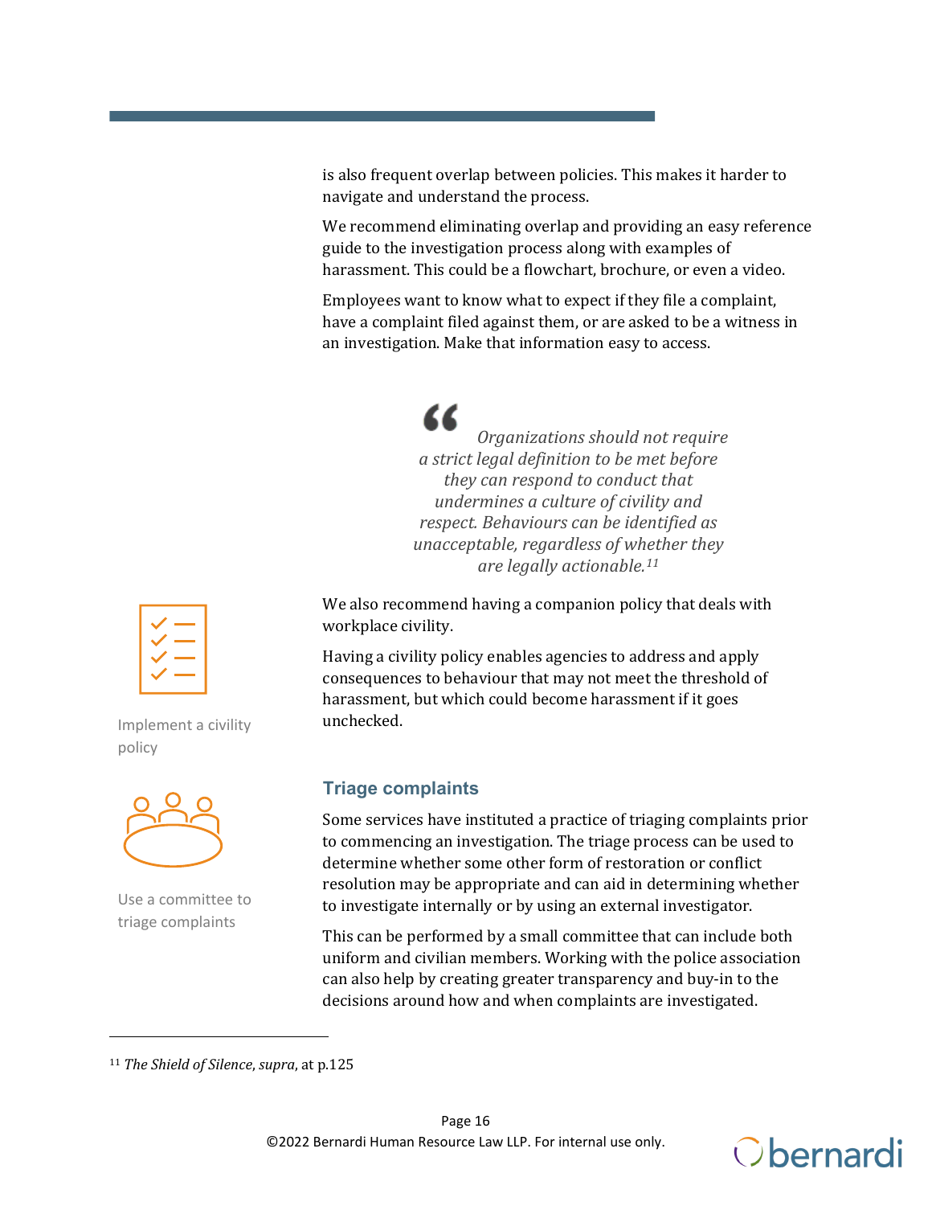is also frequent overlap between policies. This makes it harder to navigate and understand the process.

We recommend eliminating overlap and providing an easy reference guide to the investigation process along with examples of harassment. This could be a flowchart, brochure, or even a video.

Employees want to know what to expect if they file a complaint, have a complaint filed against them, or are asked to be a witness in an investigation. Make that information easy to access.

> *Organizations should not require a strict legal definition to be met before they can respond to conduct that undermines a culture of civility and respect. Behaviours can be identified as unacceptable, regardless of whether they are legally actionable.*[11]

Implement a civility policy

We also recommend having a companion policy that deals with workplace civility.

Having a civility policy enables agencies to address and apply consequences to behaviour that may not meet the threshold of harassment, but which could become harassment if it goes unchecked.

## Triage complaints

Use a committee to triage complaints

Some services have instituted a practice of triaging complaints prior to commencing an investigation. The triage process can be used to determine whether some other form of restoration or conflict resolution may be appropriate and can aid in determining whether to investigate internally or by using an external investigator.

This can be performed by a small committee that can include both uniform and civilian members. Working with the police association can also help by creating greater transparency and buy-in to the decisions around how and when complaints are investigated.

---

[11] *The Shield of Silence*, *supra*, at p.125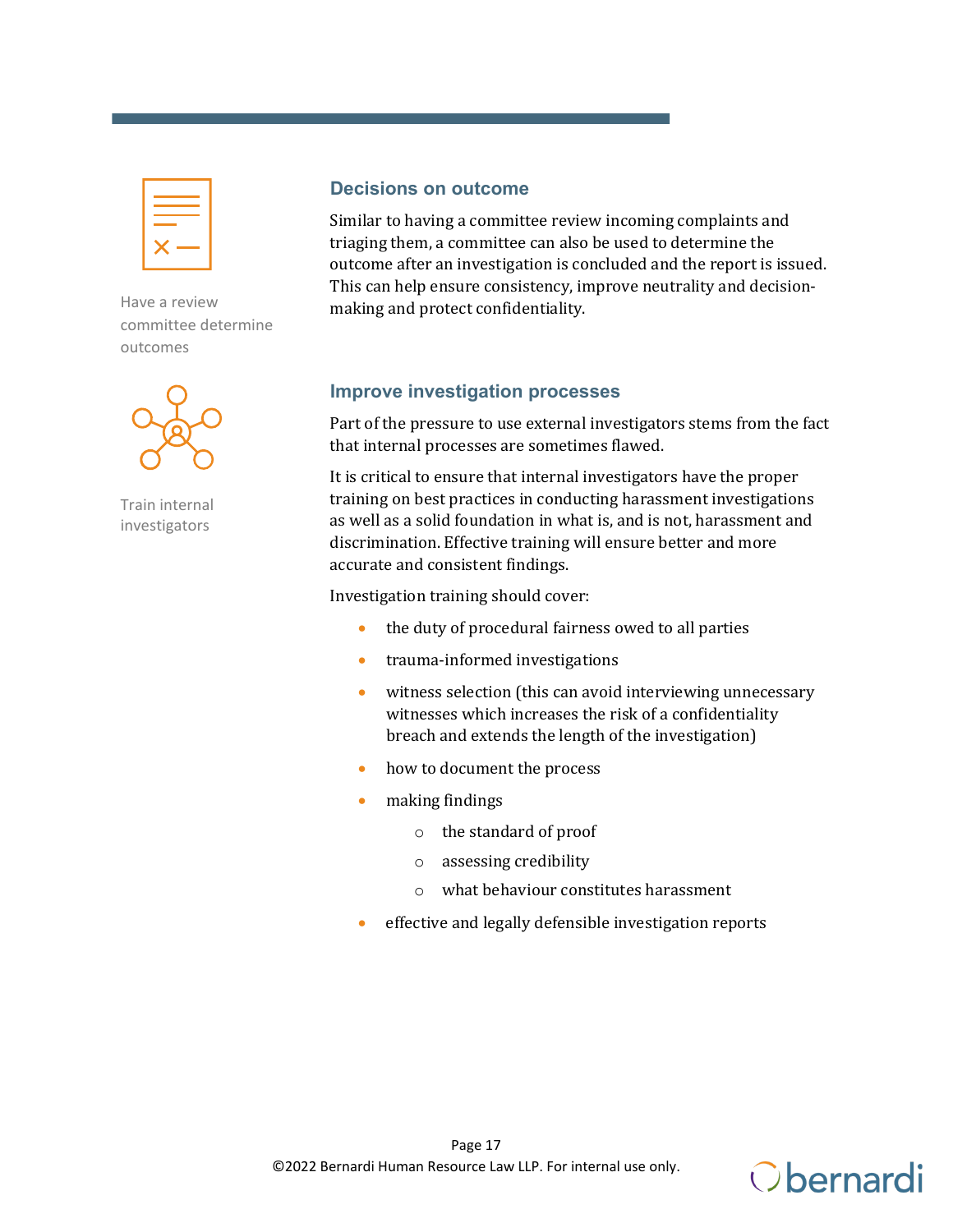Have a review committee determine outcomes

## Decisions on outcome

Similar to having a committee review incoming complaints and triaging them, a committee can also be used to determine the outcome after an investigation is concluded and the report is issued. This can help ensure consistency, improve neutrality and decision-making and protect confidentiality.

Train internal investigators

## Improve investigation processes

Part of the pressure to use external investigators stems from the fact that internal processes are sometimes flawed.

It is critical to ensure that internal investigators have the proper training on best practices in conducting harassment investigations as well as a solid foundation in what is, and is not, harassment and discrimination. Effective training will ensure better and more accurate and consistent findings.

Investigation training should cover:

- the duty of procedural fairness owed to all parties
- trauma-informed investigations
- witness selection (this can avoid interviewing unnecessary witnesses which increases the risk of a confidentiality breach and extends the length of the investigation)
- how to document the process
- making findings
  - the standard of proof
  - assessing credibility
  - what behaviour constitutes harassment
- effective and legally defensible investigation reports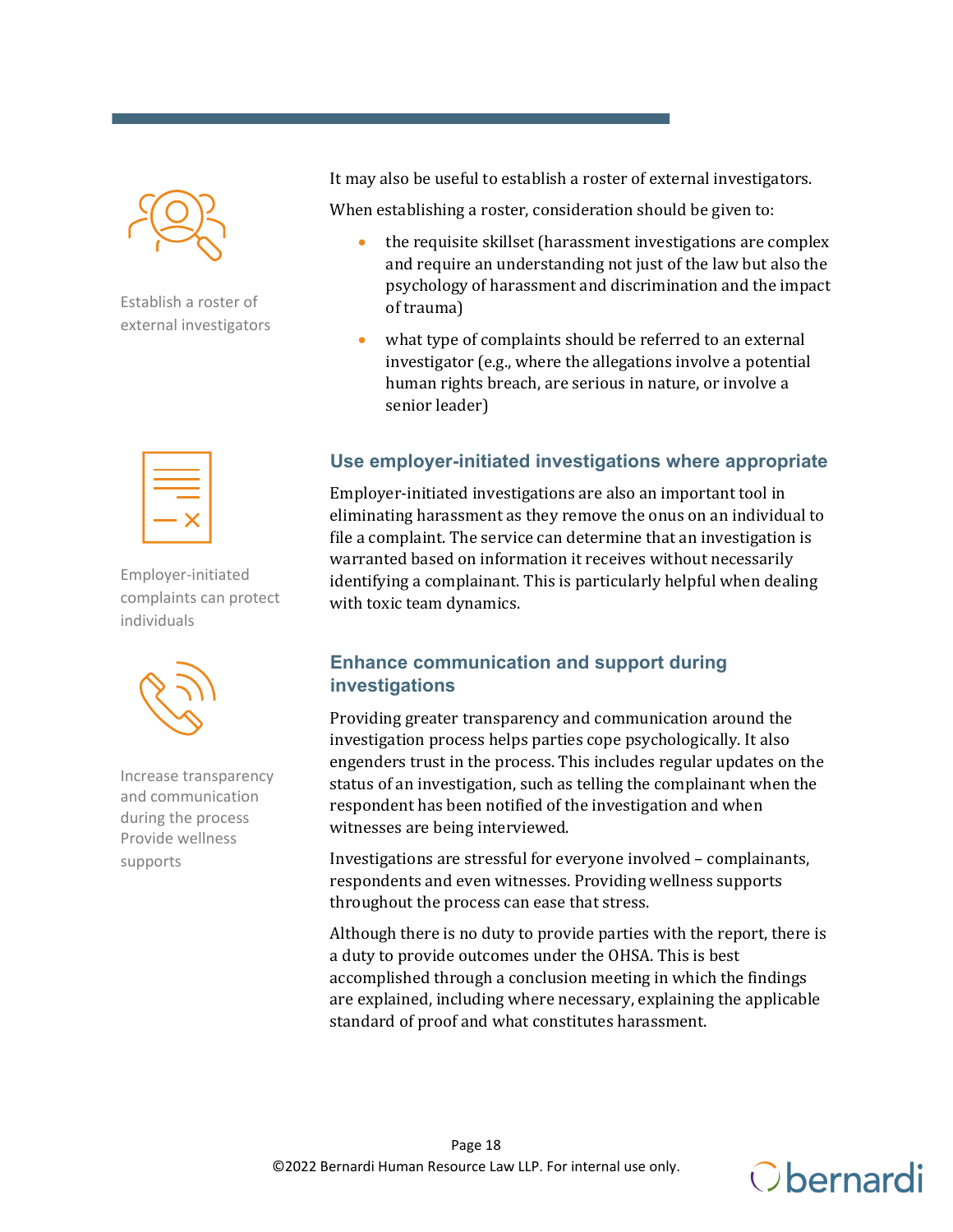Establish a roster of external investigators

It may also be useful to establish a roster of external investigators.

When establishing a roster, consideration should be given to:

- the requisite skillset (harassment investigations are complex and require an understanding not just of the law but also the psychology of harassment and discrimination and the impact of trauma)
- what type of complaints should be referred to an external investigator (e.g., where the allegations involve a potential human rights breach, are serious in nature, or involve a senior leader)

Employer-initiated complaints can protect individuals

### Use employer-initiated investigations where appropriate

Employer-initiated investigations are also an important tool in eliminating harassment as they remove the onus on an individual to file a complaint. The service can determine that an investigation is warranted based on information it receives without necessarily identifying a complainant. This is particularly helpful when dealing with toxic team dynamics.

Increase transparency and communication during the process

Provide wellness supports

### Enhance communication and support during investigations

Providing greater transparency and communication around the investigation process helps parties cope psychologically. It also engenders trust in the process. This includes regular updates on the status of an investigation, such as telling the complainant when the respondent has been notified of the investigation and when witnesses are being interviewed.

Investigations are stressful for everyone involved – complainants, respondents and even witnesses. Providing wellness supports throughout the process can ease that stress.

Although there is no duty to provide parties with the report, there is a duty to provide outcomes under the OHSA. This is best accomplished through a conclusion meeting in which the findings are explained, including where necessary, explaining the applicable standard of proof and what constitutes harassment.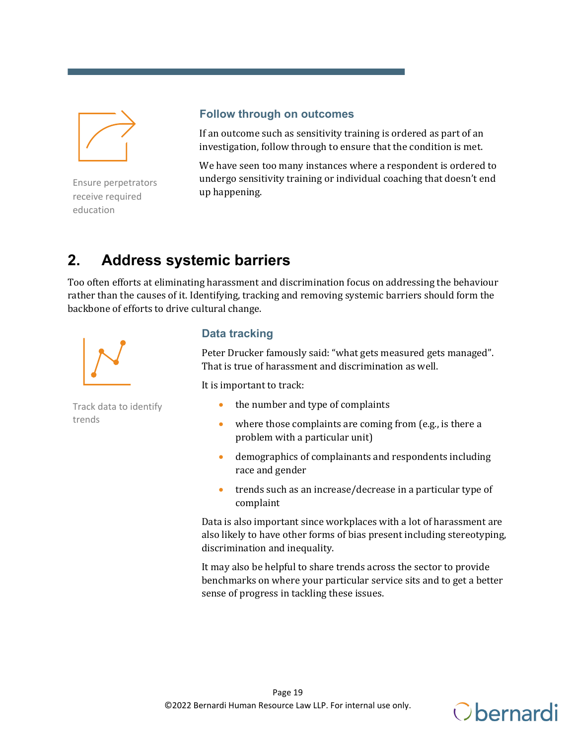### Follow through on outcomes

Ensure perpetrators receive required education

If an outcome such as sensitivity training is ordered as part of an investigation, follow through to ensure that the condition is met.

We have seen too many instances where a respondent is ordered to undergo sensitivity training or individual coaching that doesn't end up happening.

## 2. Address systemic barriers

Too often efforts at eliminating harassment and discrimination focus on addressing the behaviour rather than the causes of it. Identifying, tracking and removing systemic barriers should form the backbone of efforts to drive cultural change.

### Data tracking

Track data to identify trends

Peter Drucker famously said: "what gets measured gets managed". That is true of harassment and discrimination as well.

It is important to track:

- the number and type of complaints
- where those complaints are coming from (e.g., is there a problem with a particular unit)
- demographics of complainants and respondents including race and gender
- trends such as an increase/decrease in a particular type of complaint

Data is also important since workplaces with a lot of harassment are also likely to have other forms of bias present including stereotyping, discrimination and inequality.

It may also be helpful to share trends across the sector to provide benchmarks on where your particular service sits and to get a better sense of progress in tackling these issues.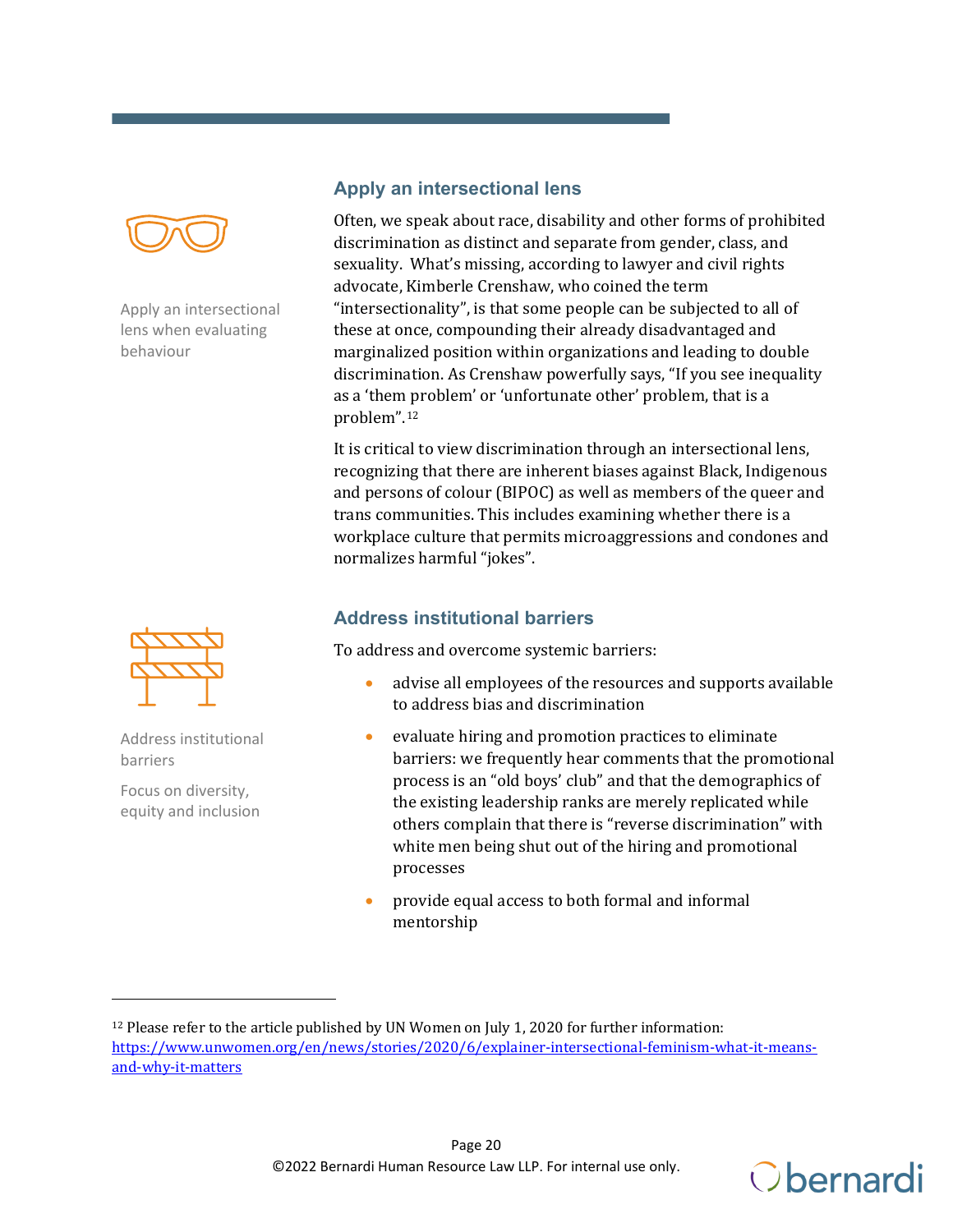Apply an intersectional lens when evaluating behaviour

## Apply an intersectional lens

Often, we speak about race, disability and other forms of prohibited discrimination as distinct and separate from gender, class, and sexuality. What's missing, according to lawyer and civil rights advocate, Kimberle Crenshaw, who coined the term "intersectionality", is that some people can be subjected to all of these at once, compounding their already disadvantaged and marginalized position within organizations and leading to double discrimination. As Crenshaw powerfully says, "If you see inequality as a 'them problem' or 'unfortunate other' problem, that is a problem".[12]

It is critical to view discrimination through an intersectional lens, recognizing that there are inherent biases against Black, Indigenous and persons of colour (BIPOC) as well as members of the queer and trans communities. This includes examining whether there is a workplace culture that permits microaggressions and condones and normalizes harmful "jokes".

Address institutional barriers

Focus on diversity, equity and inclusion

## Address institutional barriers

To address and overcome systemic barriers:

- advise all employees of the resources and supports available to address bias and discrimination
- evaluate hiring and promotion practices to eliminate barriers: we frequently hear comments that the promotional process is an "old boys' club" and that the demographics of the existing leadership ranks are merely replicated while others complain that there is "reverse discrimination" with white men being shut out of the hiring and promotional processes
- provide equal access to both formal and informal mentorship

---

[12] Please refer to the article published by UN Women on July 1, 2020 for further information: https://www.unwomen.org/en/news/stories/2020/6/explainer-intersectional-feminism-what-it-means-and-why-it-matters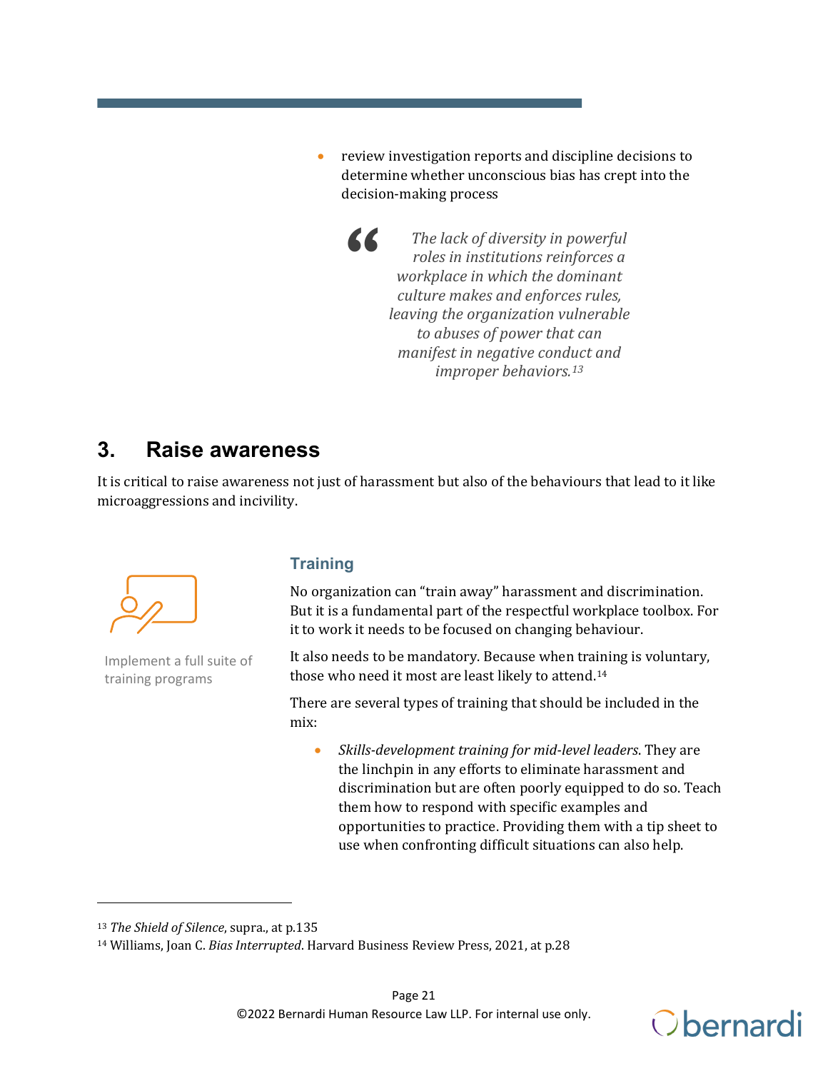- review investigation reports and discipline decisions to determine whether unconscious bias has crept into the decision-making process

> *The lack of diversity in powerful roles in institutions reinforces a workplace in which the dominant culture makes and enforces rules, leaving the organization vulnerable to abuses of power that can manifest in negative conduct and improper behaviors.*[13]

## 3. Raise awareness

It is critical to raise awareness not just of harassment but also of the behaviours that lead to it like microaggressions and incivility.

Implement a full suite of training programs

### Training

No organization can "train away" harassment and discrimination. But it is a fundamental part of the respectful workplace toolbox. For it to work it needs to be focused on changing behaviour.

It also needs to be mandatory. Because when training is voluntary, those who need it most are least likely to attend.[14]

There are several types of training that should be included in the mix:

- *Skills-development training for mid-level leaders.* They are the linchpin in any efforts to eliminate harassment and discrimination but are often poorly equipped to do so. Teach them how to respond with specific examples and opportunities to practice. Providing them with a tip sheet to use when confronting difficult situations can also help.

---

[13] *The Shield of Silence*, supra., at p.135

[14] Williams, Joan C. *Bias Interrupted*. Harvard Business Review Press, 2021, at p.28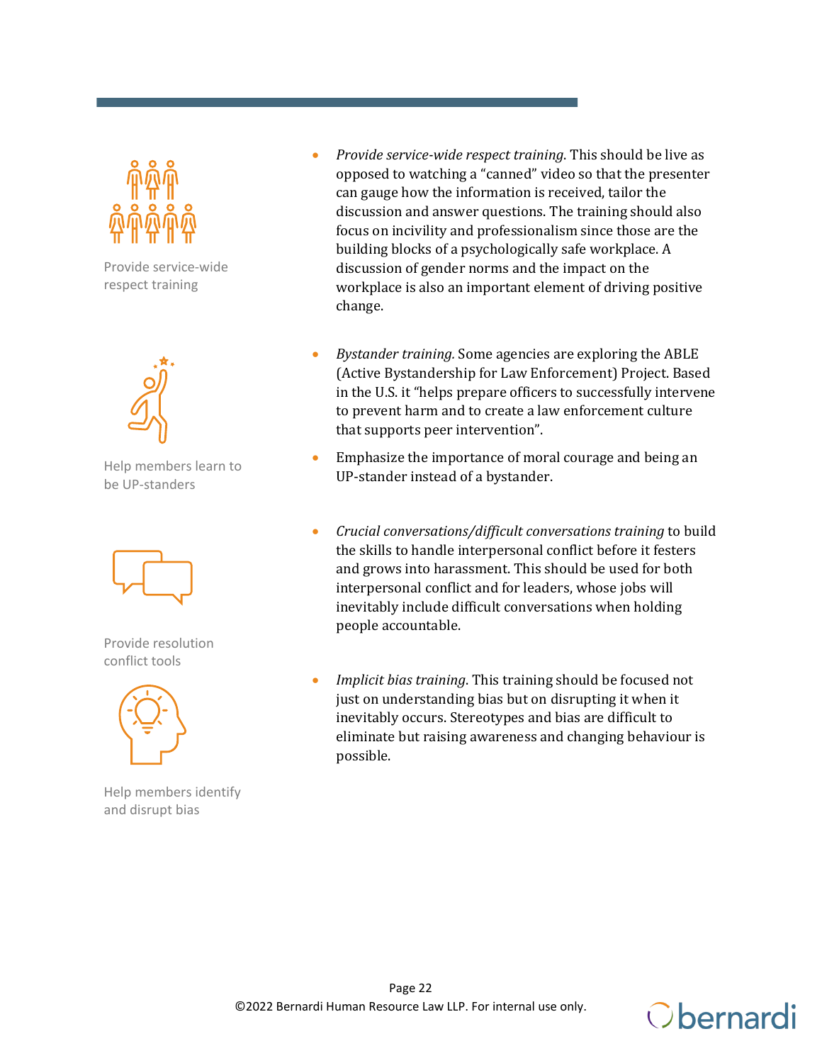Provide service-wide respect training

- *Provide service-wide respect training.* This should be live as opposed to watching a "canned" video so that the presenter can gauge how the information is received, tailor the discussion and answer questions. The training should also focus on incivility and professionalism since those are the building blocks of a psychologically safe workplace. A discussion of gender norms and the impact on the workplace is also an important element of driving positive change.

Help members learn to be UP-standers

- *Bystander training.* Some agencies are exploring the ABLE (Active Bystandership for Law Enforcement) Project. Based in the U.S. it "helps prepare officers to successfully intervene to prevent harm and to create a law enforcement culture that supports peer intervention".
- Emphasize the importance of moral courage and being an UP-stander instead of a bystander.

Provide resolution conflict tools

- *Crucial conversations/difficult conversations training* to build the skills to handle interpersonal conflict before it festers and grows into harassment. This should be used for both interpersonal conflict and for leaders, whose jobs will inevitably include difficult conversations when holding people accountable.

Help members identify and disrupt bias

- *Implicit bias training.* This training should be focused not just on understanding bias but on disrupting it when it inevitably occurs. Stereotypes and bias are difficult to eliminate but raising awareness and changing behaviour is possible.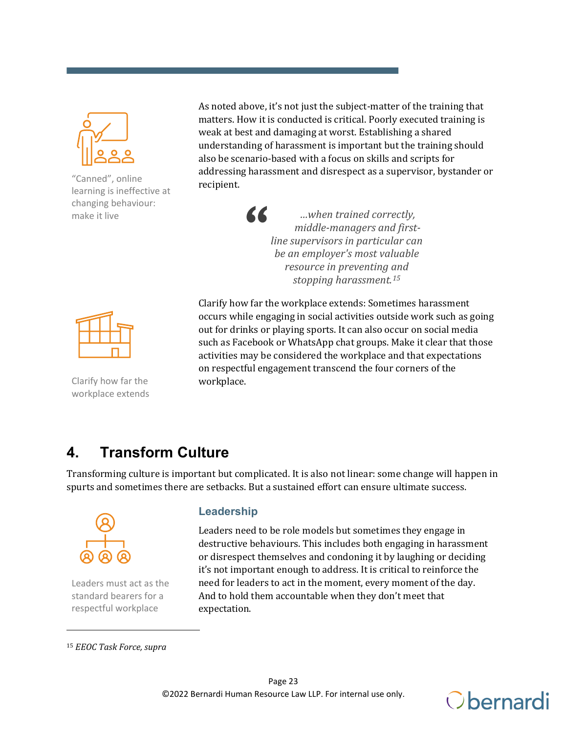"Canned", online learning is ineffective at changing behaviour: make it live

As noted above, it's not just the subject-matter of the training that matters. How it is conducted is critical. Poorly executed training is weak at best and damaging at worst. Establishing a shared understanding of harassment is important but the training should also be scenario-based with a focus on skills and scripts for addressing harassment and disrespect as a supervisor, bystander or recipient.

> *...when trained correctly, middle-managers and first-line supervisors in particular can be an employer's most valuable resource in preventing and stopping harassment.*[15]

Clarify how far the workplace extends

Clarify how far the workplace extends: Sometimes harassment occurs while engaging in social activities outside work such as going out for drinks or playing sports. It can also occur on social media such as Facebook or WhatsApp chat groups. Make it clear that those activities may be considered the workplace and that expectations on respectful engagement transcend the four corners of the workplace.

## 4. Transform Culture

Transforming culture is important but complicated. It is also not linear: some change will happen in spurts and sometimes there are setbacks. But a sustained effort can ensure ultimate success.

### Leadership

Leaders must act as the standard bearers for a respectful workplace

Leaders need to be role models but sometimes they engage in destructive behaviours. This includes both engaging in harassment or disrespect themselves and condoning it by laughing or deciding it's not important enough to address. It is critical to reinforce the need for leaders to act in the moment, every moment of the day. And to hold them accountable when they don't meet that expectation.

---

[15] *EEOC Task Force, supra*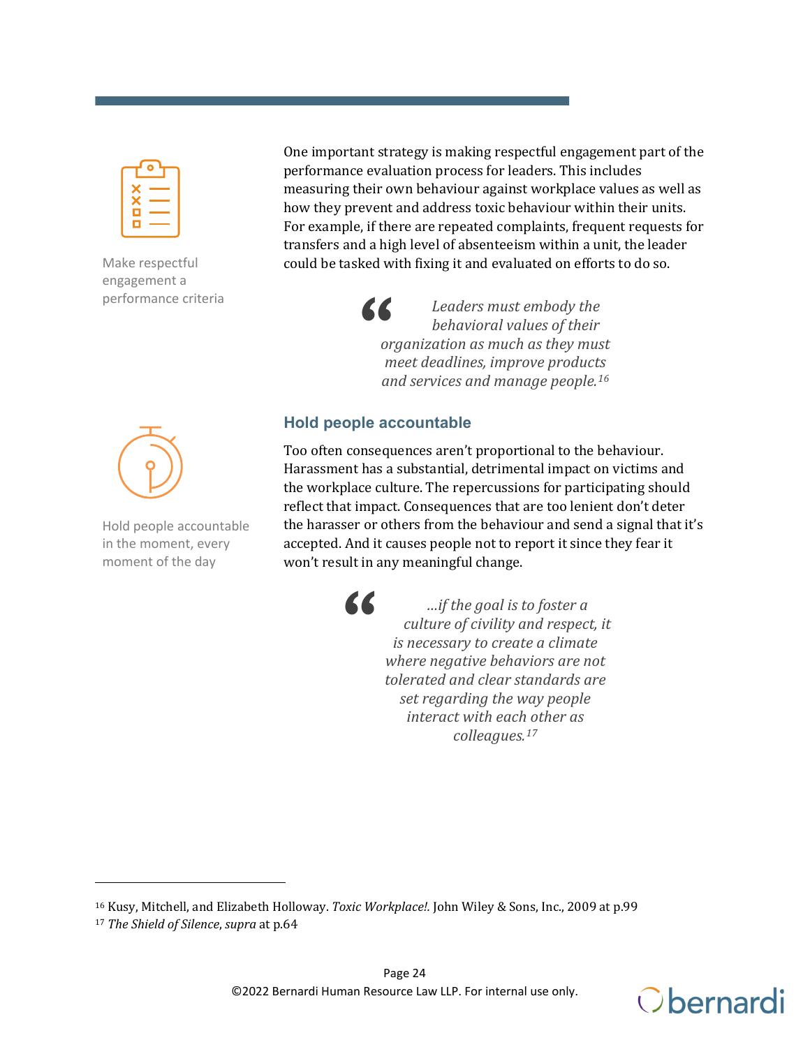Make respectful engagement a performance criteria

One important strategy is making respectful engagement part of the performance evaluation process for leaders. This includes measuring their own behaviour against workplace values as well as how they prevent and address toxic behaviour within their units. For example, if there are repeated complaints, frequent requests for transfers and a high level of absenteeism within a unit, the leader could be tasked with fixing it and evaluated on efforts to do so.

> *Leaders must embody the behavioral values of their organization as much as they must meet deadlines, improve products and services and manage people.*[16]

## Hold people accountable

Hold people accountable in the moment, every moment of the day

Too often consequences aren't proportional to the behaviour. Harassment has a substantial, detrimental impact on victims and the workplace culture. The repercussions for participating should reflect that impact. Consequences that are too lenient don't deter the harasser or others from the behaviour and send a signal that it's accepted. And it causes people not to report it since they fear it won't result in any meaningful change.

> *…if the goal is to foster a culture of civility and respect, it is necessary to create a climate where negative behaviors are not tolerated and clear standards are set regarding the way people interact with each other as colleagues.*[17]

---

[16] Kusy, Mitchell, and Elizabeth Holloway. *Toxic Workplace!*. John Wiley & Sons, Inc., 2009 at p.99

[17] *The Shield of Silence*, *supra* at p.64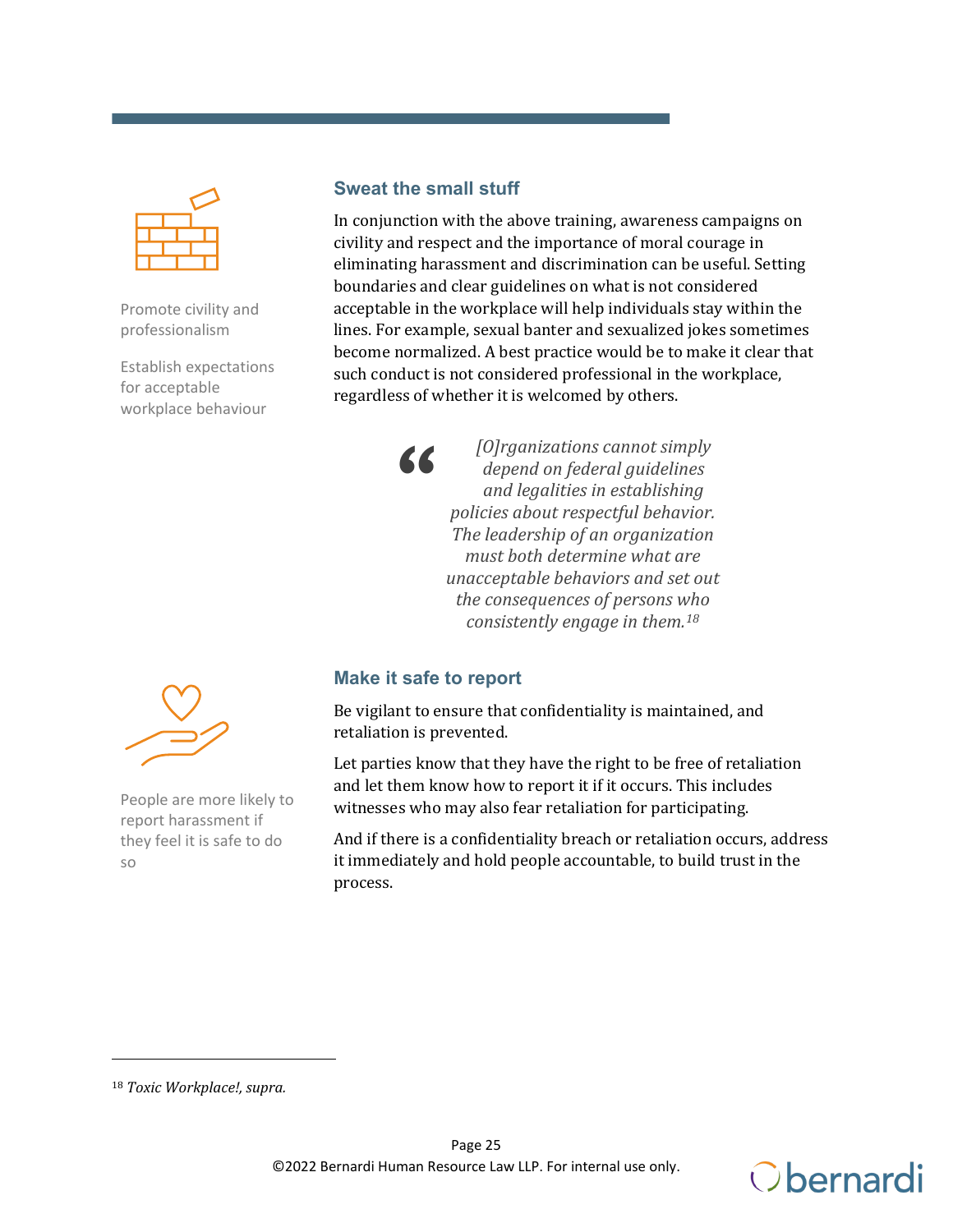## Sweat the small stuff

Promote civility and professionalism

Establish expectations for acceptable workplace behaviour

In conjunction with the above training, awareness campaigns on civility and respect and the importance of moral courage in eliminating harassment and discrimination can be useful. Setting boundaries and clear guidelines on what is not considered acceptable in the workplace will help individuals stay within the lines. For example, sexual banter and sexualized jokes sometimes become normalized. A best practice would be to make it clear that such conduct is not considered professional in the workplace, regardless of whether it is welcomed by others.

> *[O]rganizations cannot simply depend on federal guidelines and legalities in establishing policies about respectful behavior. The leadership of an organization must both determine what are unacceptable behaviors and set out the consequences of persons who consistently engage in them.*[18]

## Make it safe to report

People are more likely to report harassment if they feel it is safe to do so

Be vigilant to ensure that confidentiality is maintained, and retaliation is prevented.

Let parties know that they have the right to be free of retaliation and let them know how to report it if it occurs. This includes witnesses who may also fear retaliation for participating.

And if there is a confidentiality breach or retaliation occurs, address it immediately and hold people accountable, to build trust in the process.

---

[18] *Toxic Workplace!, supra.*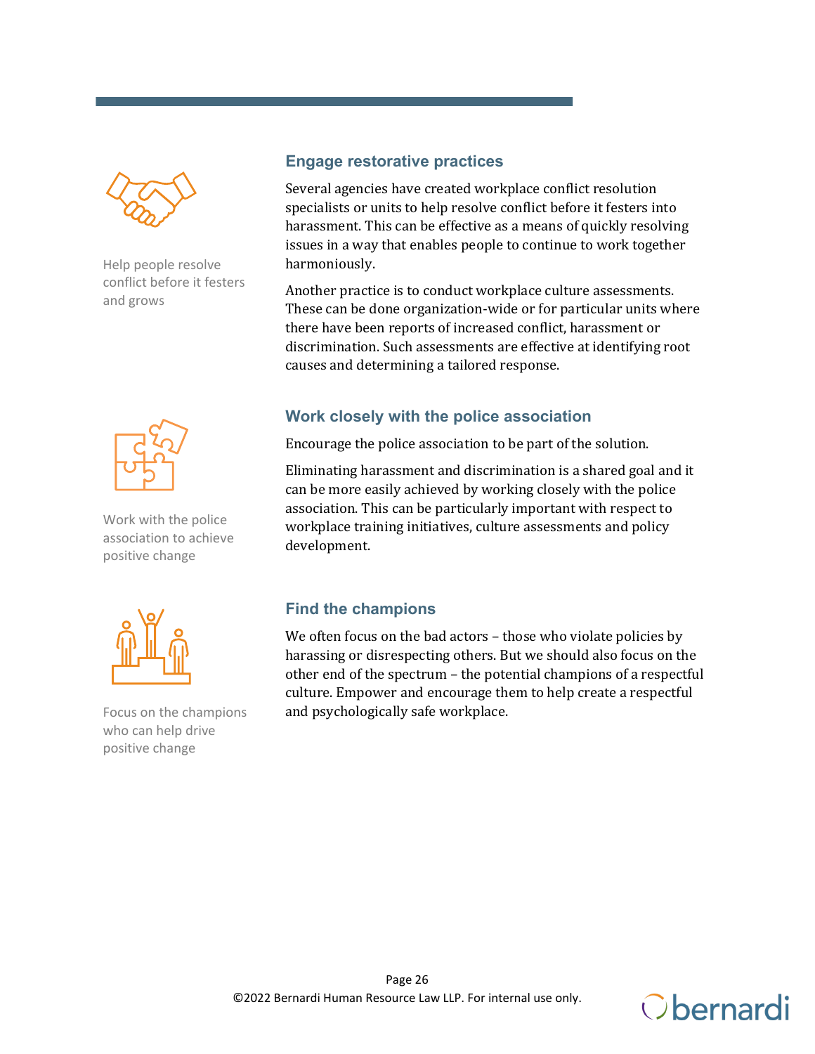## Engage restorative practices

Help people resolve conflict before it festers and grows

Several agencies have created workplace conflict resolution specialists or units to help resolve conflict before it festers into harassment. This can be effective as a means of quickly resolving issues in a way that enables people to continue to work together harmoniously.

Another practice is to conduct workplace culture assessments. These can be done organization-wide or for particular units where there have been reports of increased conflict, harassment or discrimination. Such assessments are effective at identifying root causes and determining a tailored response.

## Work closely with the police association

Work with the police association to achieve positive change

Encourage the police association to be part of the solution.

Eliminating harassment and discrimination is a shared goal and it can be more easily achieved by working closely with the police association. This can be particularly important with respect to workplace training initiatives, culture assessments and policy development.

## Find the champions

Focus on the champions who can help drive positive change

We often focus on the bad actors – those who violate policies by harassing or disrespecting others. But we should also focus on the other end of the spectrum – the potential champions of a respectful culture. Empower and encourage them to help create a respectful and psychologically safe workplace.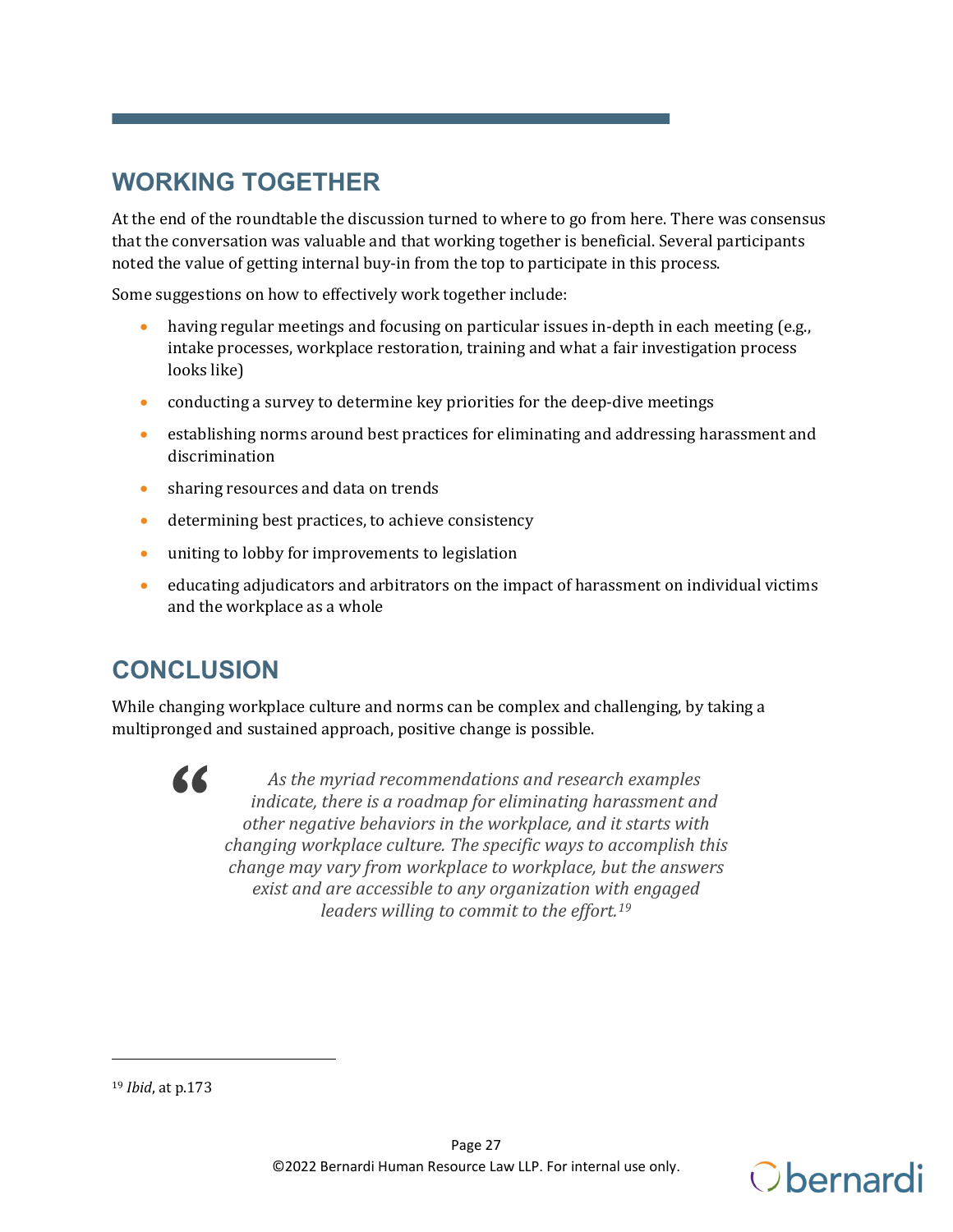## WORKING TOGETHER

At the end of the roundtable the discussion turned to where to go from here. There was consensus that the conversation was valuable and that working together is beneficial. Several participants noted the value of getting internal buy-in from the top to participate in this process.

Some suggestions on how to effectively work together include:

- having regular meetings and focusing on particular issues in-depth in each meeting (e.g., intake processes, workplace restoration, training and what a fair investigation process looks like)
- conducting a survey to determine key priorities for the deep-dive meetings
- establishing norms around best practices for eliminating and addressing harassment and discrimination
- sharing resources and data on trends
- determining best practices, to achieve consistency
- uniting to lobby for improvements to legislation
- educating adjudicators and arbitrators on the impact of harassment on individual victims and the workplace as a whole

## CONCLUSION

While changing workplace culture and norms can be complex and challenging, by taking a multipronged and sustained approach, positive change is possible.

> *As the myriad recommendations and research examples indicate, there is a roadmap for eliminating harassment and other negative behaviors in the workplace, and it starts with changing workplace culture. The specific ways to accomplish this change may vary from workplace to workplace, but the answers exist and are accessible to any organization with engaged leaders willing to commit to the effort.*[19]

[19] *Ibid*, at p.173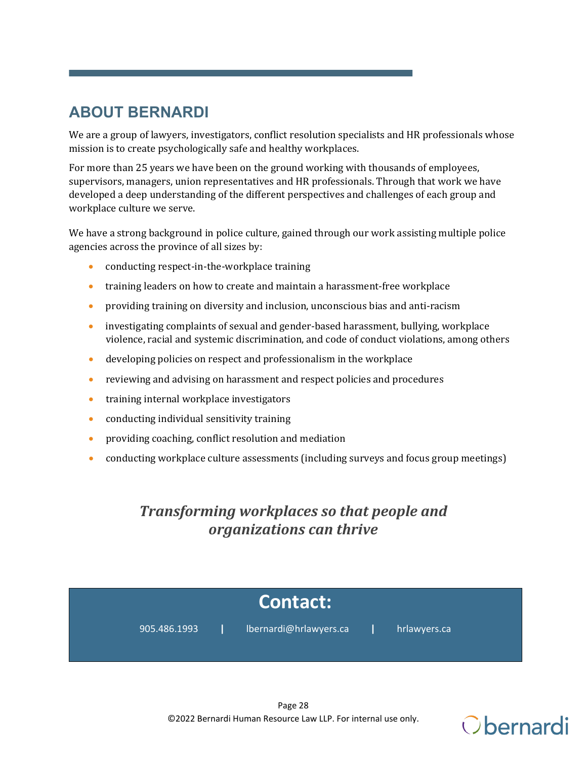## ABOUT BERNARDI

We are a group of lawyers, investigators, conflict resolution specialists and HR professionals whose mission is to create psychologically safe and healthy workplaces.

For more than 25 years we have been on the ground working with thousands of employees, supervisors, managers, union representatives and HR professionals. Through that work we have developed a deep understanding of the different perspectives and challenges of each group and workplace culture we serve.

We have a strong background in police culture, gained through our work assisting multiple police agencies across the province of all sizes by:

- conducting respect-in-the-workplace training
- training leaders on how to create and maintain a harassment-free workplace
- providing training on diversity and inclusion, unconscious bias and anti-racism
- investigating complaints of sexual and gender-based harassment, bullying, workplace violence, racial and systemic discrimination, and code of conduct violations, among others
- developing policies on respect and professionalism in the workplace
- reviewing and advising on harassment and respect policies and procedures
- training internal workplace investigators
- conducting individual sensitivity training
- providing coaching, conflict resolution and mediation
- conducting workplace culture assessments (including surveys and focus group meetings)

***Transforming workplaces so that people and organizations can thrive***

**Contact:**

905.486.1993 | lbernardi@hrlawyers.ca | hrlawyers.ca

©2022 Bernardi Human Resource Law LLP. For internal use only.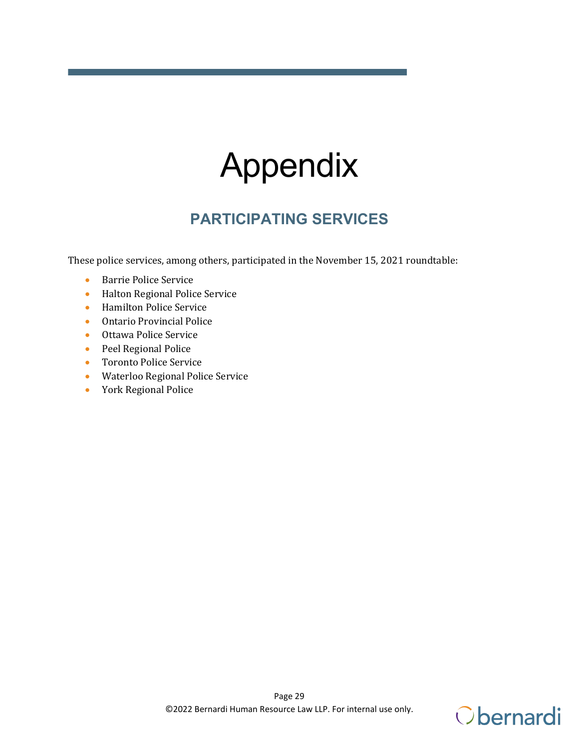# Appendix

## PARTICIPATING SERVICES

These police services, among others, participated in the November 15, 2021 roundtable:

- Barrie Police Service
- Halton Regional Police Service
- Hamilton Police Service
- Ontario Provincial Police
- Ottawa Police Service
- Peel Regional Police
- Toronto Police Service
- Waterloo Regional Police Service
- York Regional Police